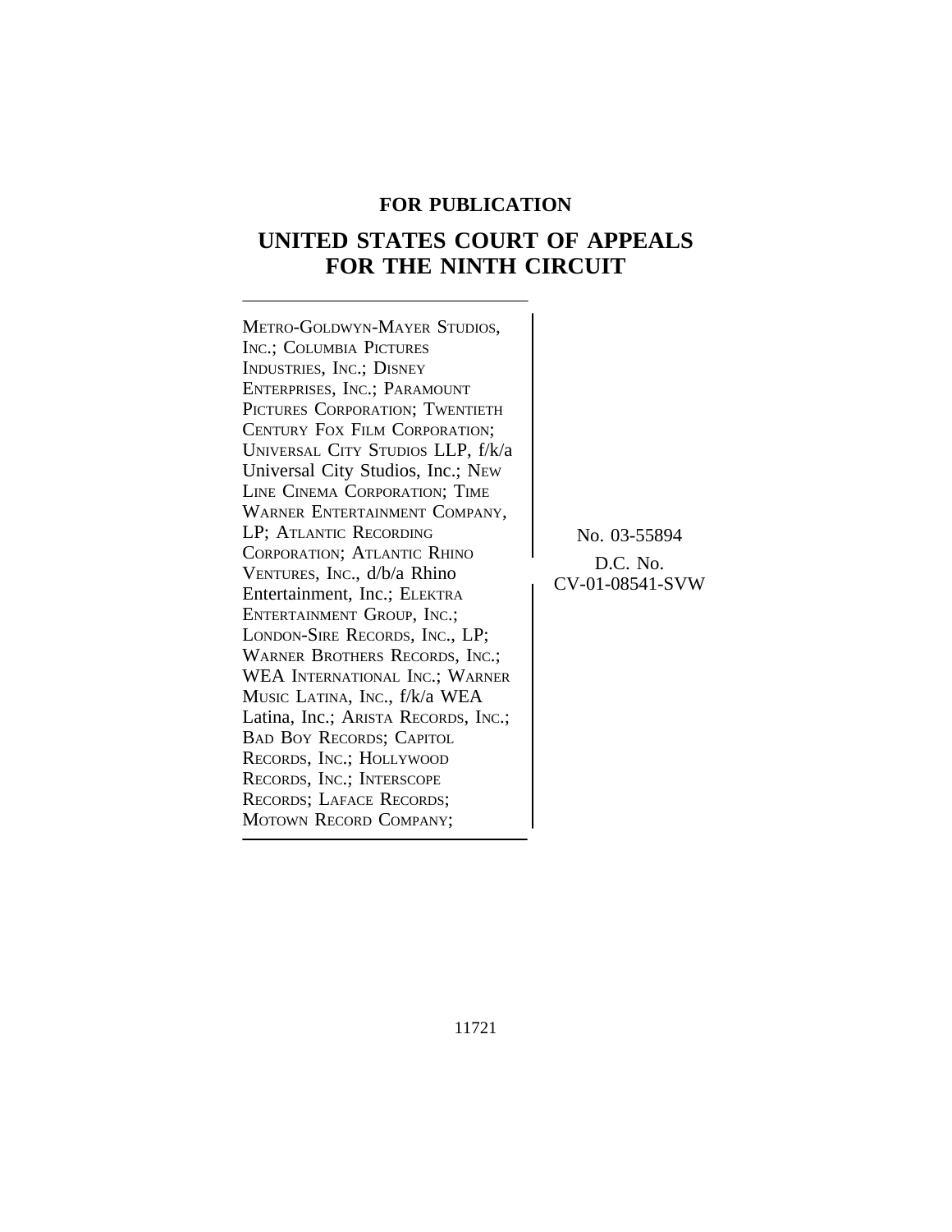**FOR PUBLICATION**

# UNITED STATES COURT OF APPEALS FOR THE NINTH CIRCUIT

METRO-GOLDWYN-MAYER STUDIOS, INC.; COLUMBIA PICTURES INDUSTRIES, INC.; DISNEY ENTERPRISES, INC.; PARAMOUNT PICTURES CORPORATION; TWENTIETH CENTURY FOX FILM CORPORATION; UNIVERSAL CITY STUDIOS LLP, f/k/a Universal City Studios, Inc.; NEW LINE CINEMA CORPORATION; TIME WARNER ENTERTAINMENT COMPANY, LP; ATLANTIC RECORDING CORPORATION; ATLANTIC RHINO VENTURES, INC., d/b/a Rhino Entertainment, Inc.; ELEKTRA ENTERTAINMENT GROUP, INC.; LONDON-SIRE RECORDS, INC., LP; WARNER BROTHERS RECORDS, INC.; WEA INTERNATIONAL INC.; WARNER MUSIC LATINA, INC., f/k/a WEA Latina, Inc.; ARISTA RECORDS, INC.; BAD BOY RECORDS; CAPITOL RECORDS, INC.; HOLLYWOOD RECORDS, INC.; INTERSCOPE RECORDS; LAFACE RECORDS; MOTOWN RECORD COMPANY;

No. 03-55894

D.C. No. CV-01-08541-SVW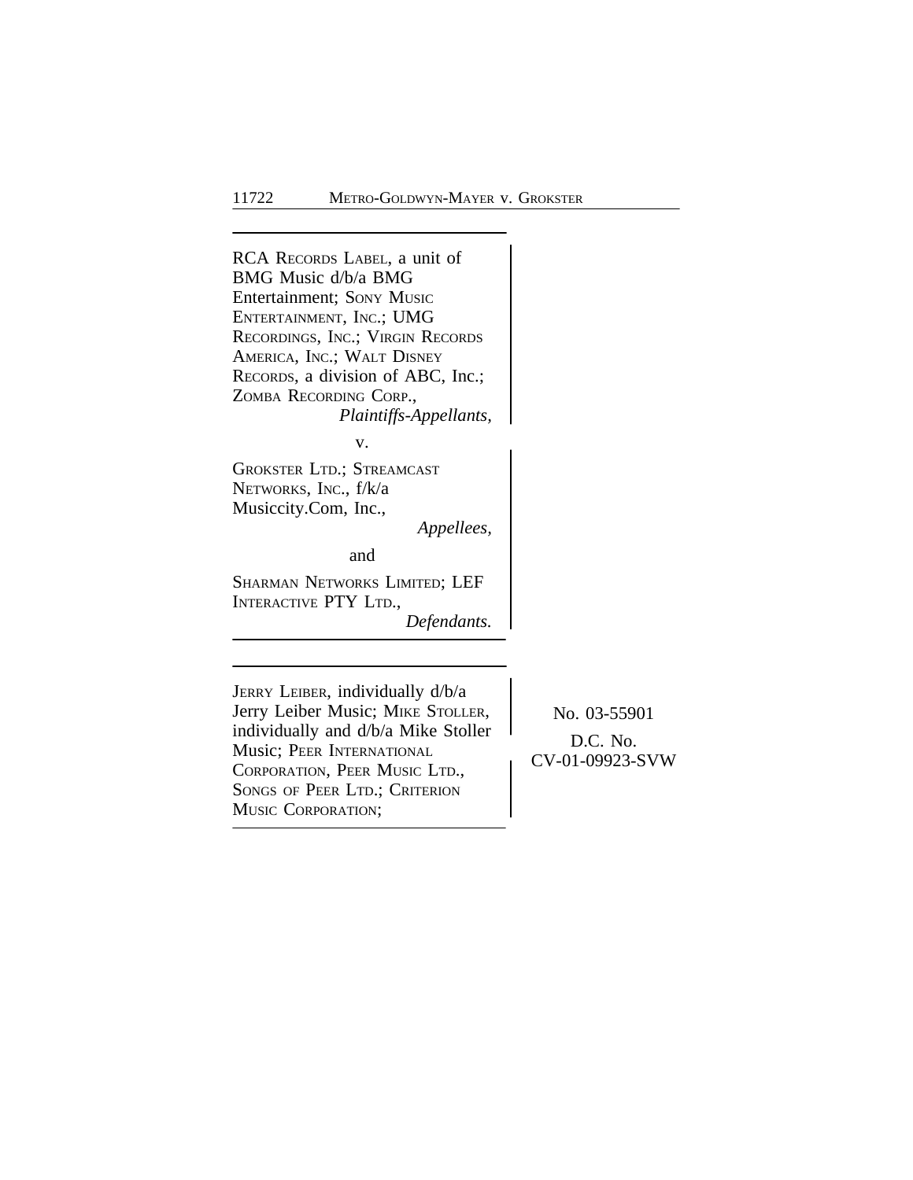RCA RECORDS LABEL, a unit of BMG Music d/b/a BMG Entertainment; SONY MUSIC ENTERTAINMENT, INC.; UMG RECORDINGS, INC.; VIRGIN RECORDS AMERICA, INC.; WALT DISNEY RECORDS, a division of ABC, Inc.; ZOMBA RECORDING CORP.,
*Plaintiffs-Appellants,*

v.

GROKSTER LTD.; STREAMCAST NETWORKS, INC., f/k/a Musiccity.Com, Inc.,
*Appellees,*

and

SHARMAN NETWORKS LIMITED; LEF INTERACTIVE PTY LTD.,
*Defendants.*

---

JERRY LEIBER, individually d/b/a Jerry Leiber Music; MIKE STOLLER, individually and d/b/a Mike Stoller Music; PEER INTERNATIONAL CORPORATION, PEER MUSIC LTD., SONGS OF PEER LTD.; CRITERION MUSIC CORPORATION;

No. 03-55901

D.C. No.
CV-01-09923-SVW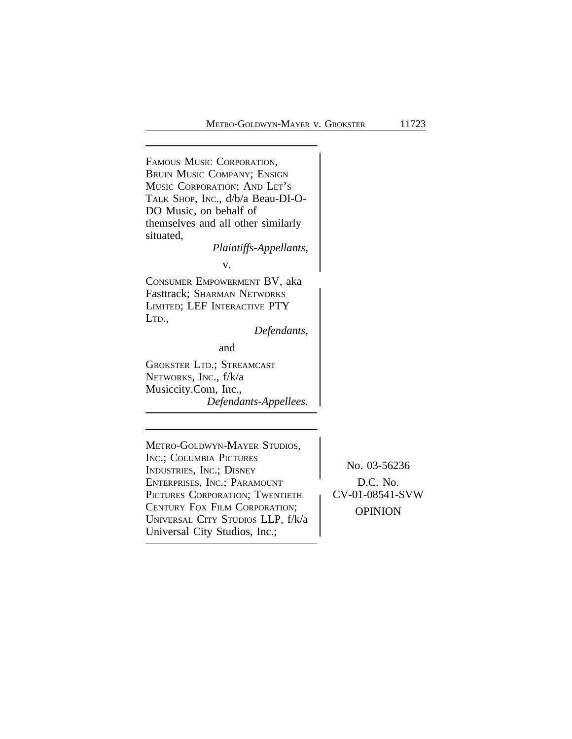FAMOUS MUSIC CORPORATION, BRUIN MUSIC COMPANY; ENSIGN MUSIC CORPORATION; AND LET'S TALK SHOP, INC., d/b/a Beau-DI-O-DO Music, on behalf of themselves and all other similarly situated,

*Plaintiffs-Appellants,*

v.

CONSUMER EMPOWERMENT BV, aka Fasttrack; SHARMAN NETWORKS LIMITED; LEF INTERACTIVE PTY LTD.,

*Defendants,*

and

GROKSTER LTD.; STREAMCAST NETWORKS, INC., f/k/a Musiccity.Com, Inc.,

*Defendants-Appellees.*

---

METRO-GOLDWYN-MAYER STUDIOS, INC.; COLUMBIA PICTURES INDUSTRIES, INC.; DISNEY ENTERPRISES, INC.; PARAMOUNT PICTURES CORPORATION; TWENTIETH CENTURY FOX FILM CORPORATION; UNIVERSAL CITY STUDIOS LLP, f/k/a Universal City Studios, Inc.;

No. 03-56236

D.C. No. CV-01-08541-SVW

OPINION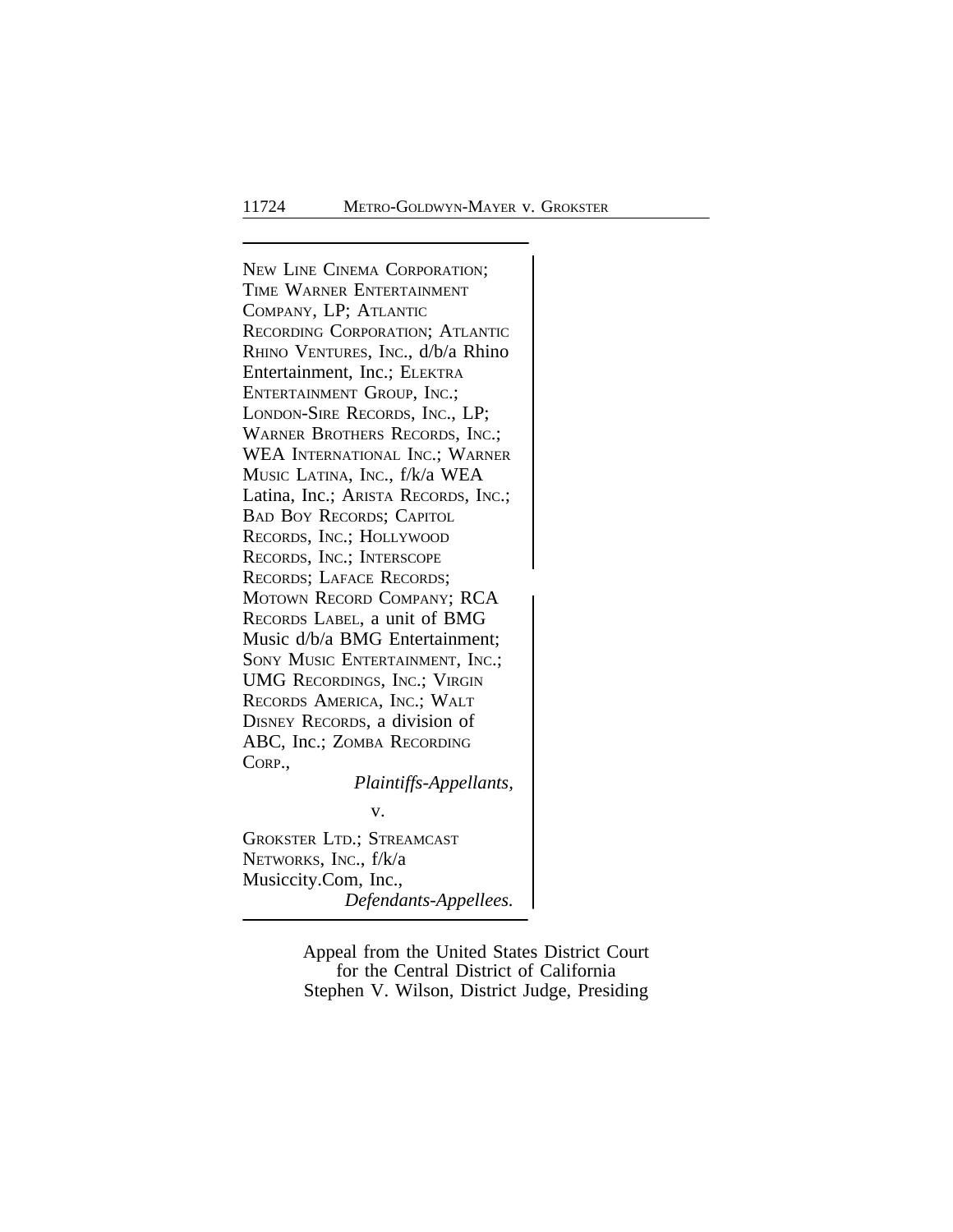NEW LINE CINEMA CORPORATION; TIME WARNER ENTERTAINMENT COMPANY, LP; ATLANTIC RECORDING CORPORATION; ATLANTIC RHINO VENTURES, INC., d/b/a Rhino Entertainment, Inc.; ELEKTRA ENTERTAINMENT GROUP, INC.; LONDON-SIRE RECORDS, INC., LP; WARNER BROTHERS RECORDS, INC.; WEA INTERNATIONAL INC.; WARNER MUSIC LATINA, INC., f/k/a WEA Latina, Inc.; ARISTA RECORDS, INC.; BAD BOY RECORDS; CAPITOL RECORDS, INC.; HOLLYWOOD RECORDS, INC.; INTERSCOPE RECORDS; LAFACE RECORDS; MOTOWN RECORD COMPANY; RCA RECORDS LABEL, a unit of BMG Music d/b/a BMG Entertainment; SONY MUSIC ENTERTAINMENT, INC.; UMG RECORDINGS, INC.; VIRGIN RECORDS AMERICA, INC.; WALT DISNEY RECORDS, a division of ABC, Inc.; ZOMBA RECORDING CORP.,

*Plaintiffs-Appellants,*

v.

GROKSTER LTD.; STREAMCAST NETWORKS, INC., f/k/a Musiccity.Com, Inc.,

*Defendants-Appellees.*

Appeal from the United States District Court
for the Central District of California
Stephen V. Wilson, District Judge, Presiding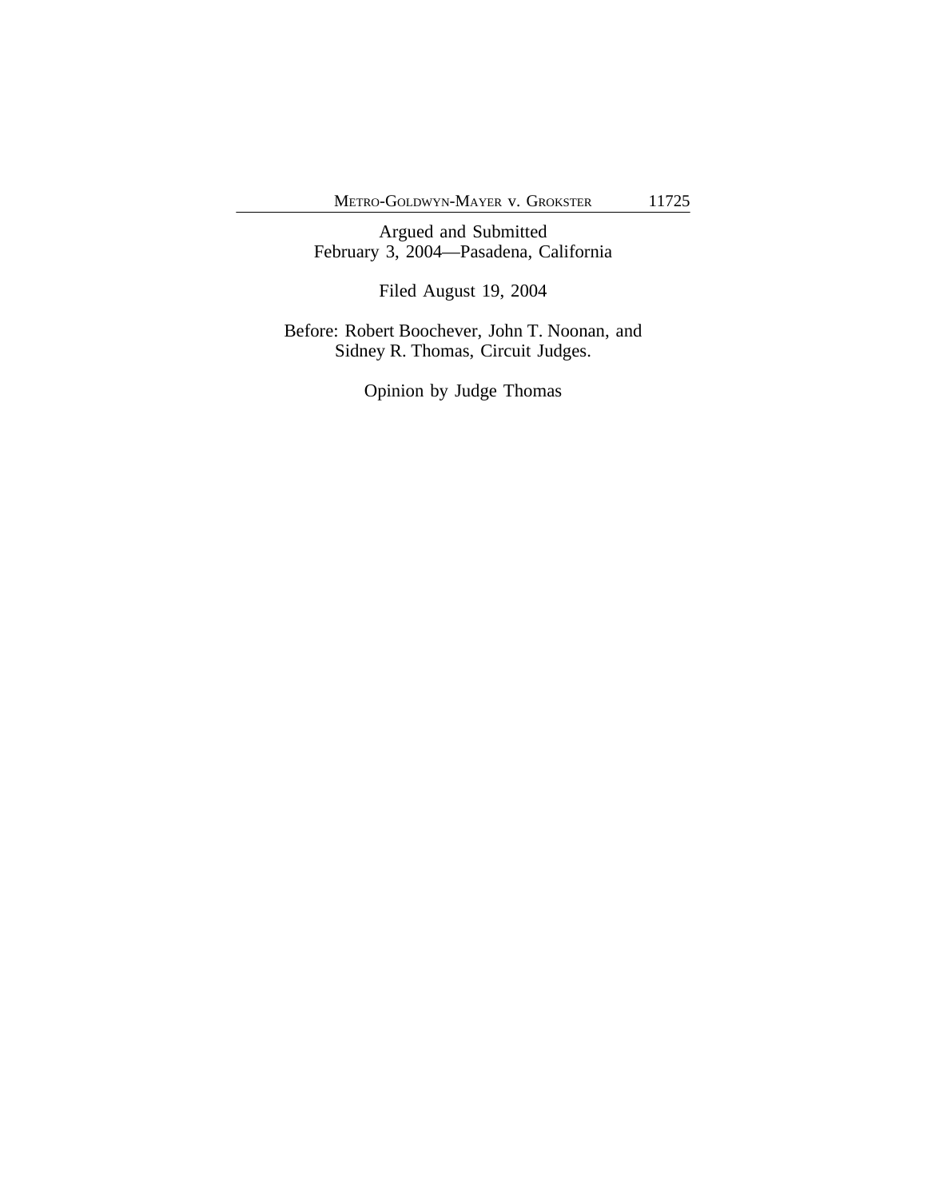Argued and Submitted
February 3, 2004—Pasadena, California

Filed August 19, 2004

Before: Robert Boochever, John T. Noonan, and
Sidney R. Thomas, Circuit Judges.

Opinion by Judge Thomas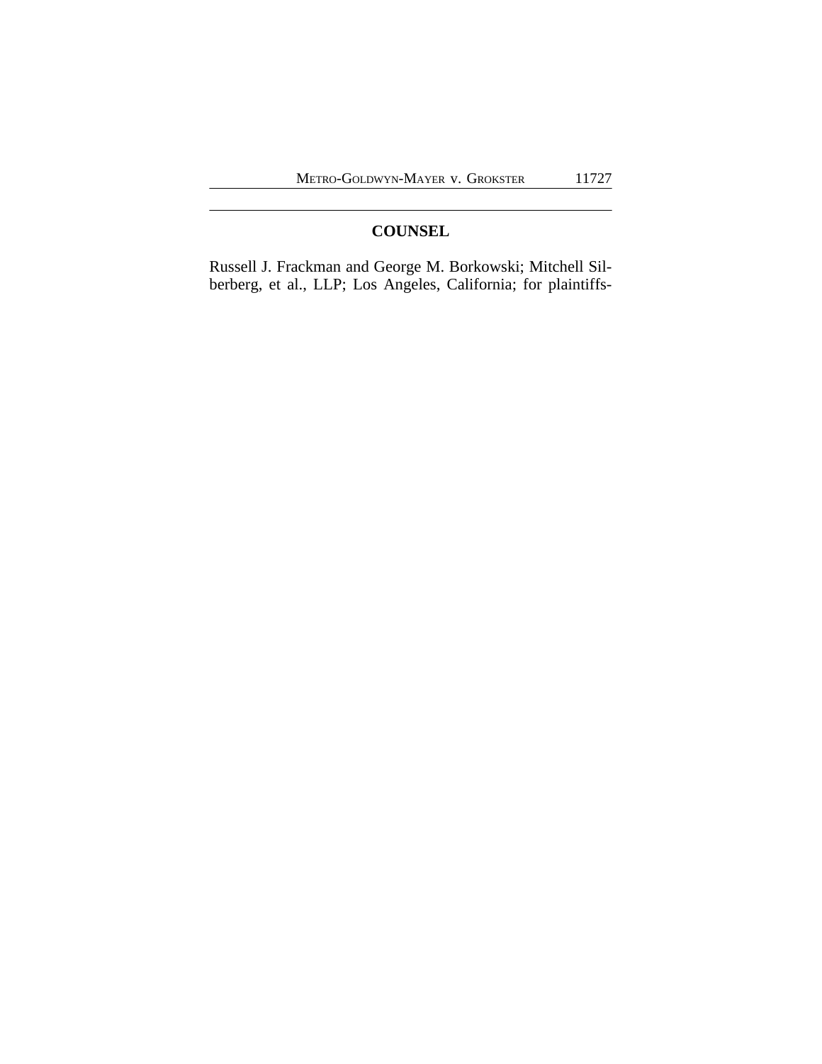## COUNSEL

Russell J. Frackman and George M. Borkowski; Mitchell Silberberg, et al., LLP; Los Angeles, California; for plaintiffs-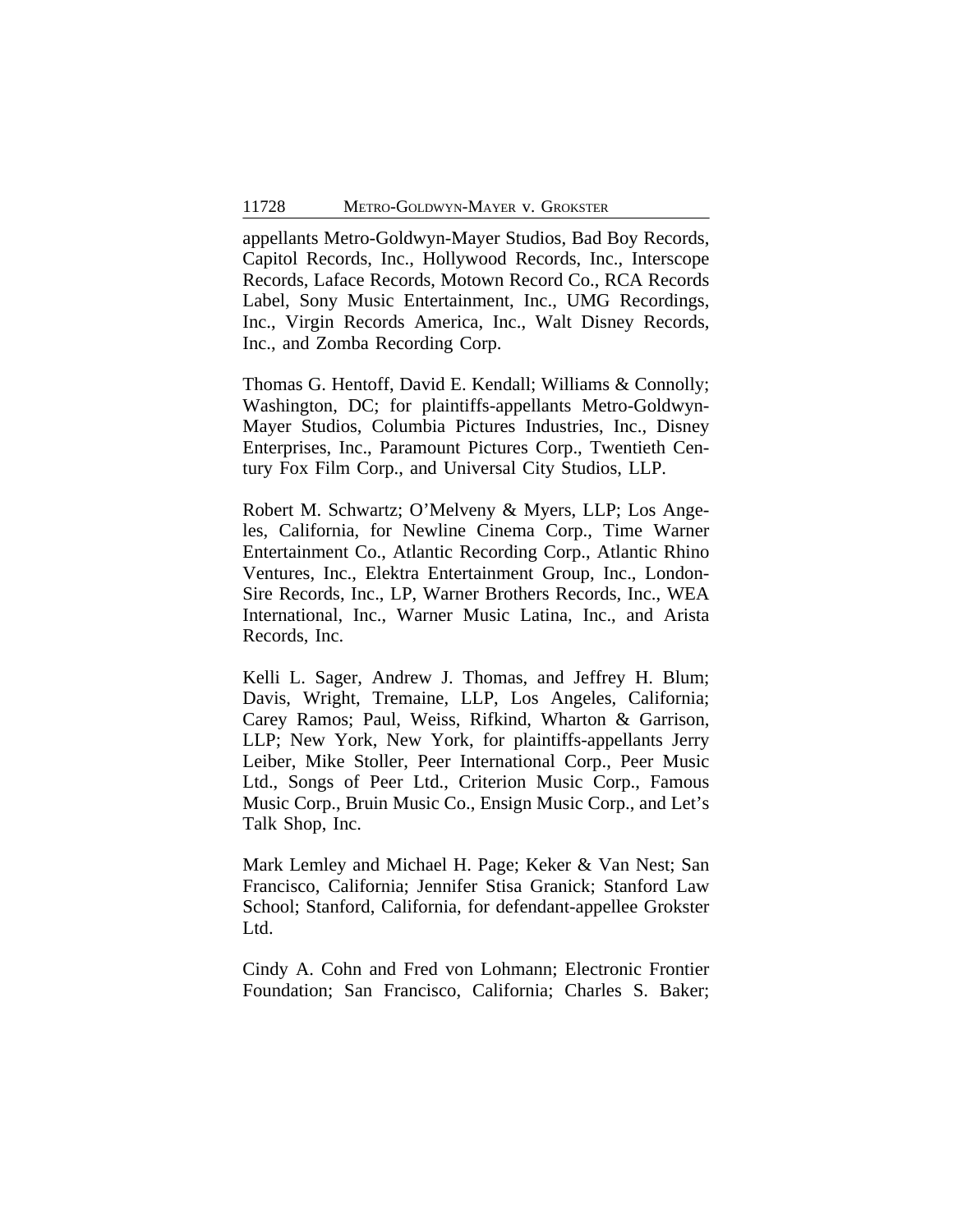appellants Metro-Goldwyn-Mayer Studios, Bad Boy Records, Capitol Records, Inc., Hollywood Records, Inc., Interscope Records, Laface Records, Motown Record Co., RCA Records Label, Sony Music Entertainment, Inc., UMG Recordings, Inc., Virgin Records America, Inc., Walt Disney Records, Inc., and Zomba Recording Corp.

Thomas G. Hentoff, David E. Kendall; Williams & Connolly; Washington, DC; for plaintiffs-appellants Metro-Goldwyn-Mayer Studios, Columbia Pictures Industries, Inc., Disney Enterprises, Inc., Paramount Pictures Corp., Twentieth Century Fox Film Corp., and Universal City Studios, LLP.

Robert M. Schwartz; O'Melveny & Myers, LLP; Los Angeles, California, for Newline Cinema Corp., Time Warner Entertainment Co., Atlantic Recording Corp., Atlantic Rhino Ventures, Inc., Elektra Entertainment Group, Inc., London-Sire Records, Inc., LP, Warner Brothers Records, Inc., WEA International, Inc., Warner Music Latina, Inc., and Arista Records, Inc.

Kelli L. Sager, Andrew J. Thomas, and Jeffrey H. Blum; Davis, Wright, Tremaine, LLP, Los Angeles, California; Carey Ramos; Paul, Weiss, Rifkind, Wharton & Garrison, LLP; New York, New York, for plaintiffs-appellants Jerry Leiber, Mike Stoller, Peer International Corp., Peer Music Ltd., Songs of Peer Ltd., Criterion Music Corp., Famous Music Corp., Bruin Music Co., Ensign Music Corp., and Let's Talk Shop, Inc.

Mark Lemley and Michael H. Page; Keker & Van Nest; San Francisco, California; Jennifer Stisa Granick; Stanford Law School; Stanford, California, for defendant-appellee Grokster Ltd.

Cindy A. Cohn and Fred von Lohmann; Electronic Frontier Foundation; San Francisco, California; Charles S. Baker;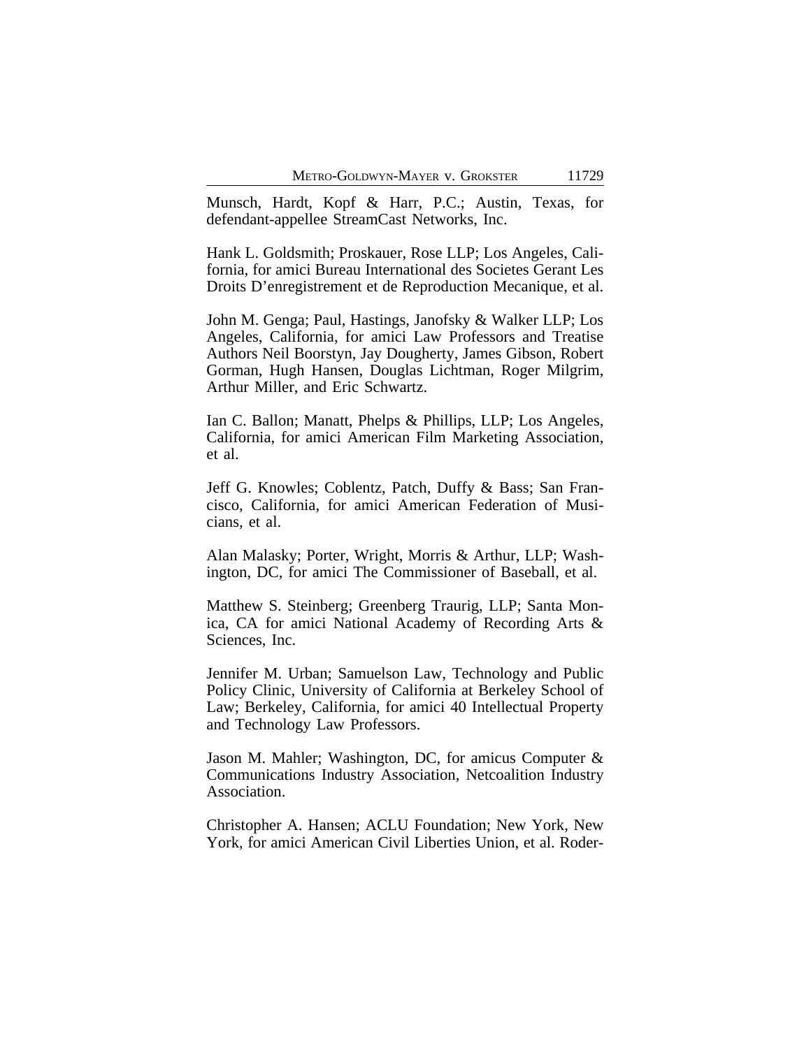Munsch, Hardt, Kopf & Harr, P.C.; Austin, Texas, for defendant-appellee StreamCast Networks, Inc.

Hank L. Goldsmith; Proskauer, Rose LLP; Los Angeles, California, for amici Bureau International des Societes Gerant Les Droits D'enregistrement et de Reproduction Mecanique, et al.

John M. Genga; Paul, Hastings, Janofsky & Walker LLP; Los Angeles, California, for amici Law Professors and Treatise Authors Neil Boorstyn, Jay Dougherty, James Gibson, Robert Gorman, Hugh Hansen, Douglas Lichtman, Roger Milgrim, Arthur Miller, and Eric Schwartz.

Ian C. Ballon; Manatt, Phelps & Phillips, LLP; Los Angeles, California, for amici American Film Marketing Association, et al.

Jeff G. Knowles; Coblentz, Patch, Duffy & Bass; San Francisco, California, for amici American Federation of Musicians, et al.

Alan Malasky; Porter, Wright, Morris & Arthur, LLP; Washington, DC, for amici The Commissioner of Baseball, et al.

Matthew S. Steinberg; Greenberg Traurig, LLP; Santa Monica, CA for amici National Academy of Recording Arts & Sciences, Inc.

Jennifer M. Urban; Samuelson Law, Technology and Public Policy Clinic, University of California at Berkeley School of Law; Berkeley, California, for amici 40 Intellectual Property and Technology Law Professors.

Jason M. Mahler; Washington, DC, for amicus Computer & Communications Industry Association, Netcoalition Industry Association.

Christopher A. Hansen; ACLU Foundation; New York, New York, for amici American Civil Liberties Union, et al. Roder-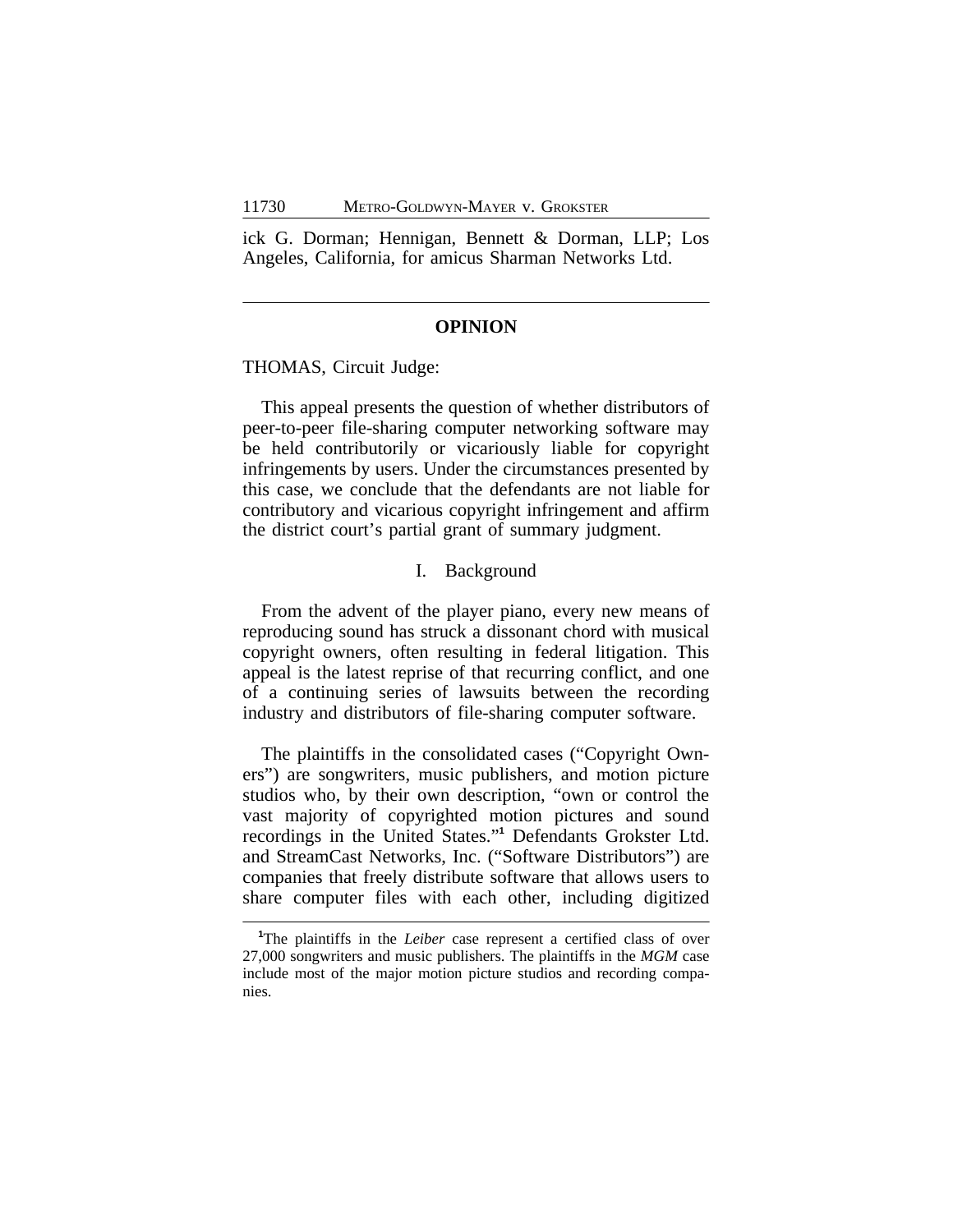ick G. Dorman; Hennigan, Bennett & Dorman, LLP; Los Angeles, California, for amicus Sharman Networks Ltd.

---

## OPINION

THOMAS, Circuit Judge:

This appeal presents the question of whether distributors of peer-to-peer file-sharing computer networking software may be held contributorily or vicariously liable for copyright infringements by users. Under the circumstances presented by this case, we conclude that the defendants are not liable for contributory and vicarious copyright infringement and affirm the district court's partial grant of summary judgment.

### I. Background

From the advent of the player piano, every new means of reproducing sound has struck a dissonant chord with musical copyright owners, often resulting in federal litigation. This appeal is the latest reprise of that recurring conflict, and one of a continuing series of lawsuits between the recording industry and distributors of file-sharing computer software.

The plaintiffs in the consolidated cases ("Copyright Owners") are songwriters, music publishers, and motion picture studios who, by their own description, "own or control the vast majority of copyrighted motion pictures and sound recordings in the United States."[1] Defendants Grokster Ltd. and StreamCast Networks, Inc. ("Software Distributors") are companies that freely distribute software that allows users to share computer files with each other, including digitized

[1]The plaintiffs in the *Leiber* case represent a certified class of over 27,000 songwriters and music publishers. The plaintiffs in the *MGM* case include most of the major motion picture studios and recording companies.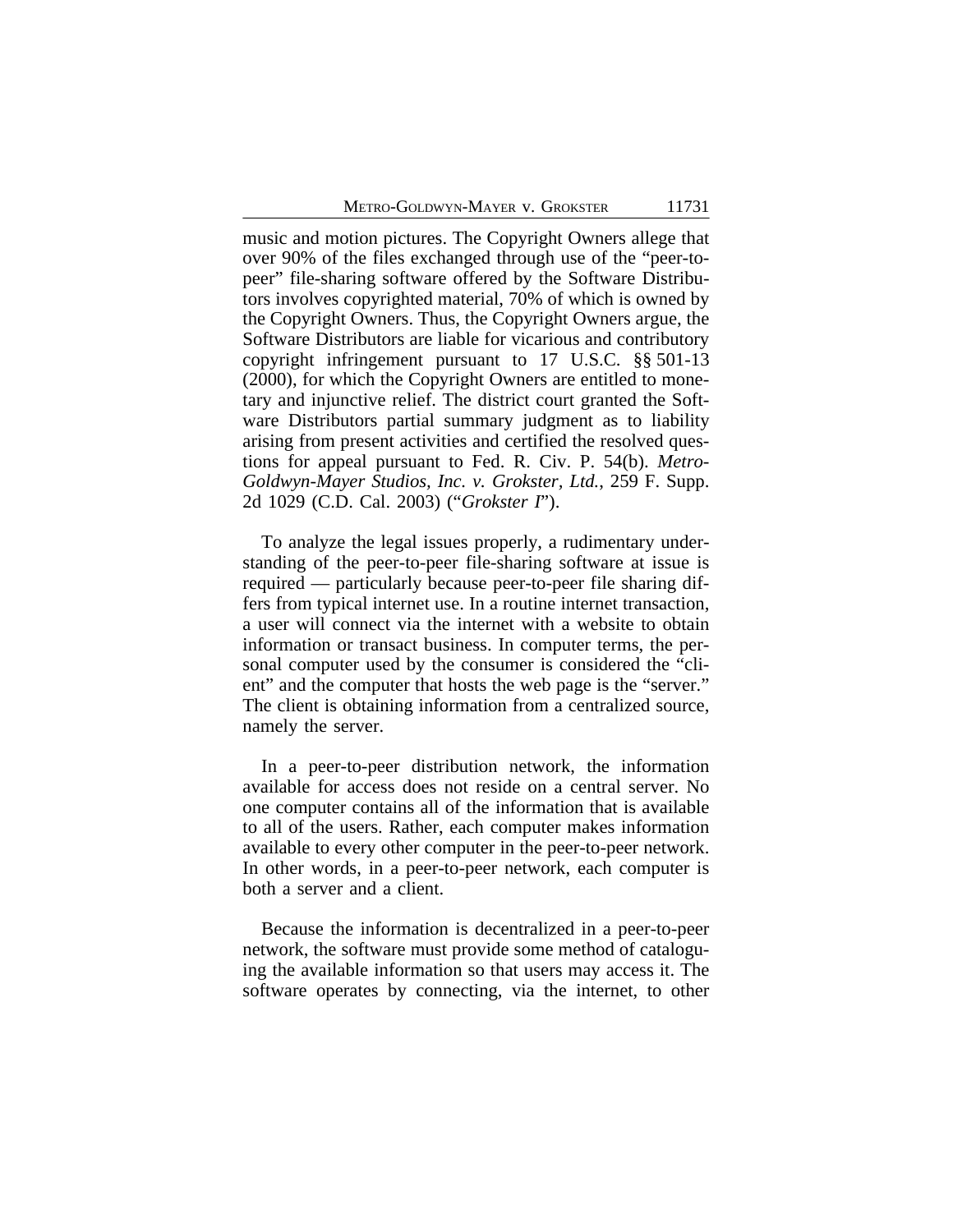music and motion pictures. The Copyright Owners allege that over 90% of the files exchanged through use of the "peer-to-peer" file-sharing software offered by the Software Distributors involves copyrighted material, 70% of which is owned by the Copyright Owners. Thus, the Copyright Owners argue, the Software Distributors are liable for vicarious and contributory copyright infringement pursuant to 17 U.S.C. §§ 501-13 (2000), for which the Copyright Owners are entitled to monetary and injunctive relief. The district court granted the Software Distributors partial summary judgment as to liability arising from present activities and certified the resolved questions for appeal pursuant to Fed. R. Civ. P. 54(b). *Metro-Goldwyn-Mayer Studios, Inc. v. Grokster, Ltd.*, 259 F. Supp. 2d 1029 (C.D. Cal. 2003) ("*Grokster I*").

To analyze the legal issues properly, a rudimentary understanding of the peer-to-peer file-sharing software at issue is required — particularly because peer-to-peer file sharing differs from typical internet use. In a routine internet transaction, a user will connect via the internet with a website to obtain information or transact business. In computer terms, the personal computer used by the consumer is considered the "client" and the computer that hosts the web page is the "server." The client is obtaining information from a centralized source, namely the server.

In a peer-to-peer distribution network, the information available for access does not reside on a central server. No one computer contains all of the information that is available to all of the users. Rather, each computer makes information available to every other computer in the peer-to-peer network. In other words, in a peer-to-peer network, each computer is both a server and a client.

Because the information is decentralized in a peer-to-peer network, the software must provide some method of cataloguing the available information so that users may access it. The software operates by connecting, via the internet, to other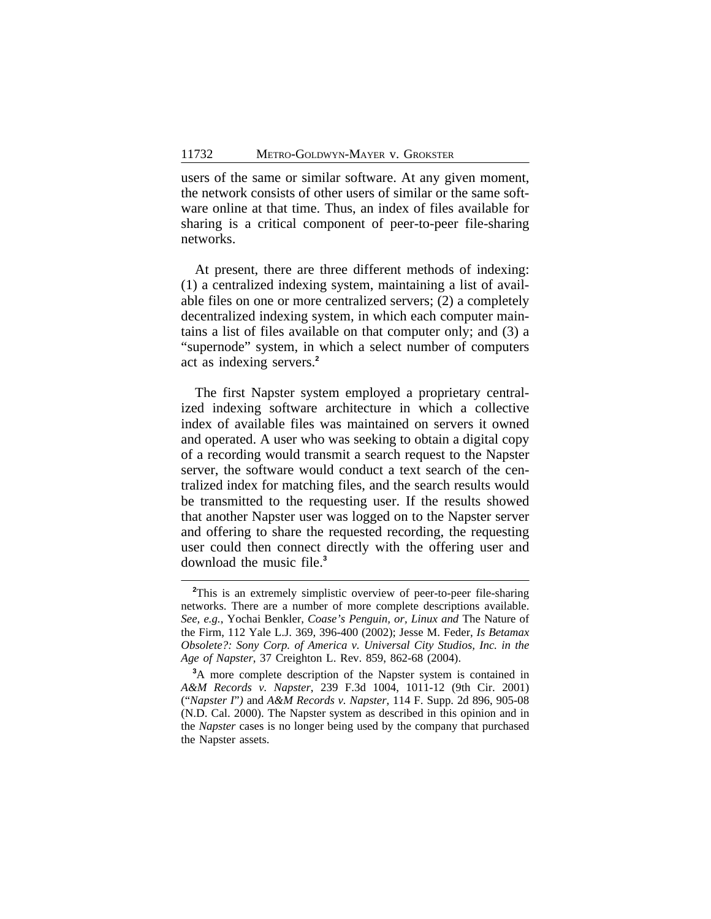users of the same or similar software. At any given moment, the network consists of other users of similar or the same software online at that time. Thus, an index of files available for sharing is a critical component of peer-to-peer file-sharing networks.

At present, there are three different methods of indexing: (1) a centralized indexing system, maintaining a list of available files on one or more centralized servers; (2) a completely decentralized indexing system, in which each computer maintains a list of files available on that computer only; and (3) a "supernode" system, in which a select number of computers act as indexing servers.[2]

The first Napster system employed a proprietary centralized indexing software architecture in which a collective index of available files was maintained on servers it owned and operated. A user who was seeking to obtain a digital copy of a recording would transmit a search request to the Napster server, the software would conduct a text search of the centralized index for matching files, and the search results would be transmitted to the requesting user. If the results showed that another Napster user was logged on to the Napster server and offering to share the requested recording, the requesting user could then connect directly with the offering user and download the music file.[3]

---

[2]This is an extremely simplistic overview of peer-to-peer file-sharing networks. There are a number of more complete descriptions available. *See, e.g.*, Yochai Benkler, *Coase's Penguin, or, Linux and* The Nature of the Firm, 112 Yale L.J. 369, 396-400 (2002); Jesse M. Feder, *Is Betamax Obsolete?: Sony Corp. of America v. Universal City Studios, Inc. in the Age of Napster*, 37 Creighton L. Rev. 859, 862-68 (2004).

[3]A more complete description of the Napster system is contained in *A&M Records v. Napster*, 239 F.3d 1004, 1011-12 (9th Cir. 2001) ("*Napster I*") and *A&M Records v. Napster*, 114 F. Supp. 2d 896, 905-08 (N.D. Cal. 2000). The Napster system as described in this opinion and in the *Napster* cases is no longer being used by the company that purchased the Napster assets.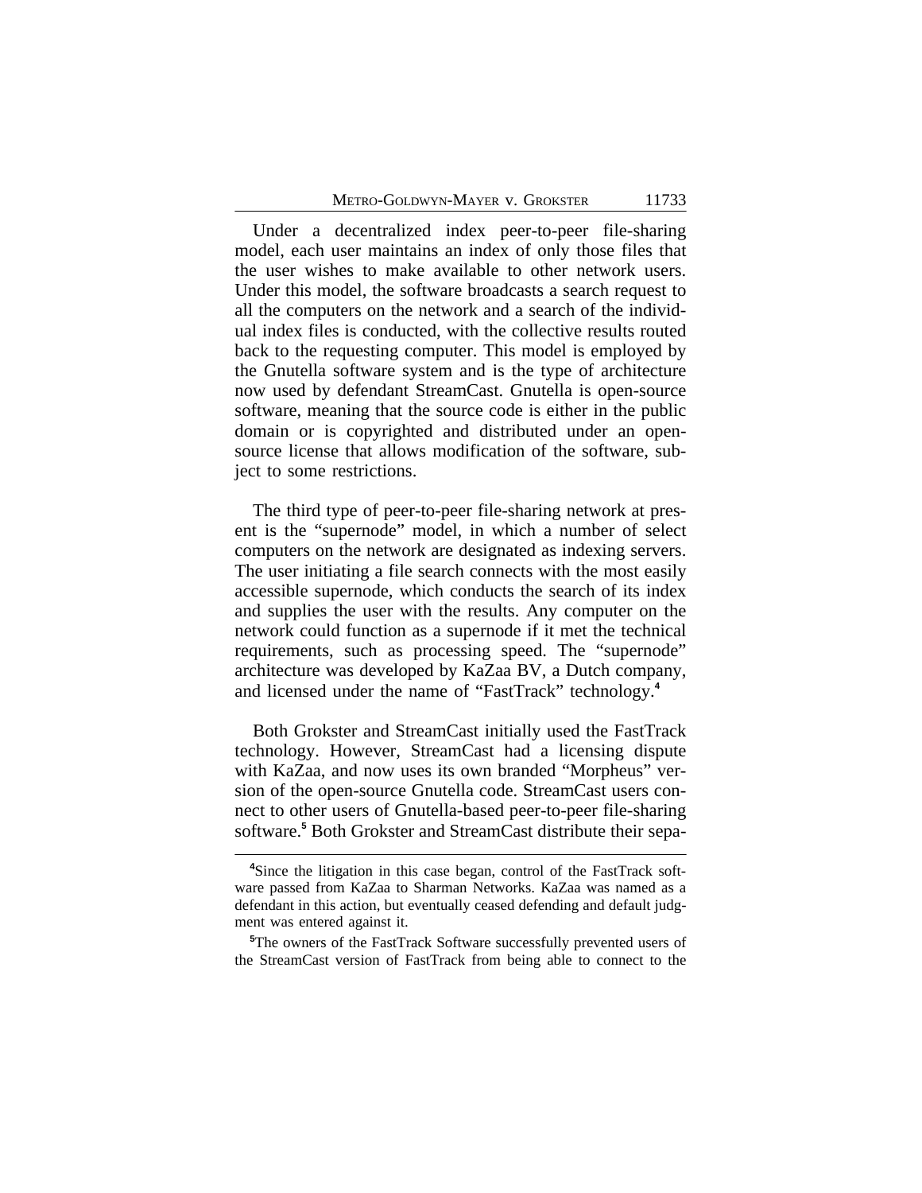Under a decentralized index peer-to-peer file-sharing model, each user maintains an index of only those files that the user wishes to make available to other network users. Under this model, the software broadcasts a search request to all the computers on the network and a search of the individual index files is conducted, with the collective results routed back to the requesting computer. This model is employed by the Gnutella software system and is the type of architecture now used by defendant StreamCast. Gnutella is open-source software, meaning that the source code is either in the public domain or is copyrighted and distributed under an open-source license that allows modification of the software, subject to some restrictions.

The third type of peer-to-peer file-sharing network at present is the "supernode" model, in which a number of select computers on the network are designated as indexing servers. The user initiating a file search connects with the most easily accessible supernode, which conducts the search of its index and supplies the user with the results. Any computer on the network could function as a supernode if it met the technical requirements, such as processing speed. The "supernode" architecture was developed by KaZaa BV, a Dutch company, and licensed under the name of "FastTrack" technology.[4]

Both Grokster and StreamCast initially used the FastTrack technology. However, StreamCast had a licensing dispute with KaZaa, and now uses its own branded "Morpheus" version of the open-source Gnutella code. StreamCast users connect to other users of Gnutella-based peer-to-peer file-sharing software.[5] Both Grokster and StreamCast distribute their sepa-

---

[4]Since the litigation in this case began, control of the FastTrack software passed from KaZaa to Sharman Networks. KaZaa was named as a defendant in this action, but eventually ceased defending and default judgment was entered against it.

[5]The owners of the FastTrack Software successfully prevented users of the StreamCast version of FastTrack from being able to connect to the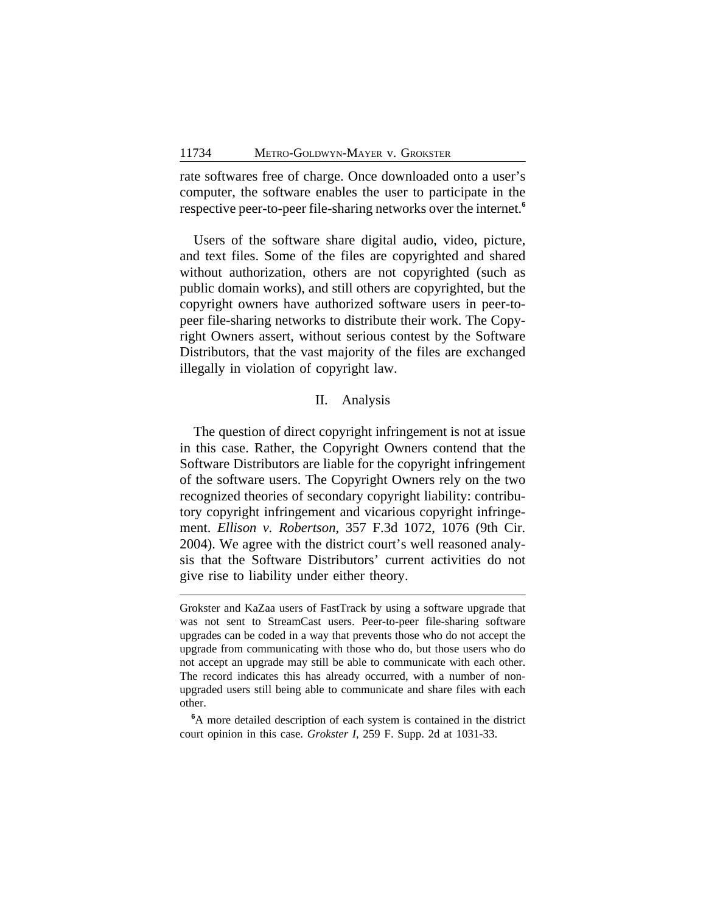rate softwares free of charge. Once downloaded onto a user's computer, the software enables the user to participate in the respective peer-to-peer file-sharing networks over the internet.[6]

Users of the software share digital audio, video, picture, and text files. Some of the files are copyrighted and shared without authorization, others are not copyrighted (such as public domain works), and still others are copyrighted, but the copyright owners have authorized software users in peer-to-peer file-sharing networks to distribute their work. The Copyright Owners assert, without serious contest by the Software Distributors, that the vast majority of the files are exchanged illegally in violation of copyright law.

## II. Analysis

The question of direct copyright infringement is not at issue in this case. Rather, the Copyright Owners contend that the Software Distributors are liable for the copyright infringement of the software users. The Copyright Owners rely on the two recognized theories of secondary copyright liability: contributory copyright infringement and vicarious copyright infringement. *Ellison v. Robertson*, 357 F.3d 1072, 1076 (9th Cir. 2004). We agree with the district court's well reasoned analysis that the Software Distributors' current activities do not give rise to liability under either theory.

---

Grokster and KaZaa users of FastTrack by using a software upgrade that was not sent to StreamCast users. Peer-to-peer file-sharing software upgrades can be coded in a way that prevents those who do not accept the upgrade from communicating with those who do, but those users who do not accept an upgrade may still be able to communicate with each other. The record indicates this has already occurred, with a number of non-upgraded users still being able to communicate and share files with each other.

[6] A more detailed description of each system is contained in the district court opinion in this case. *Grokster I*, 259 F. Supp. 2d at 1031-33.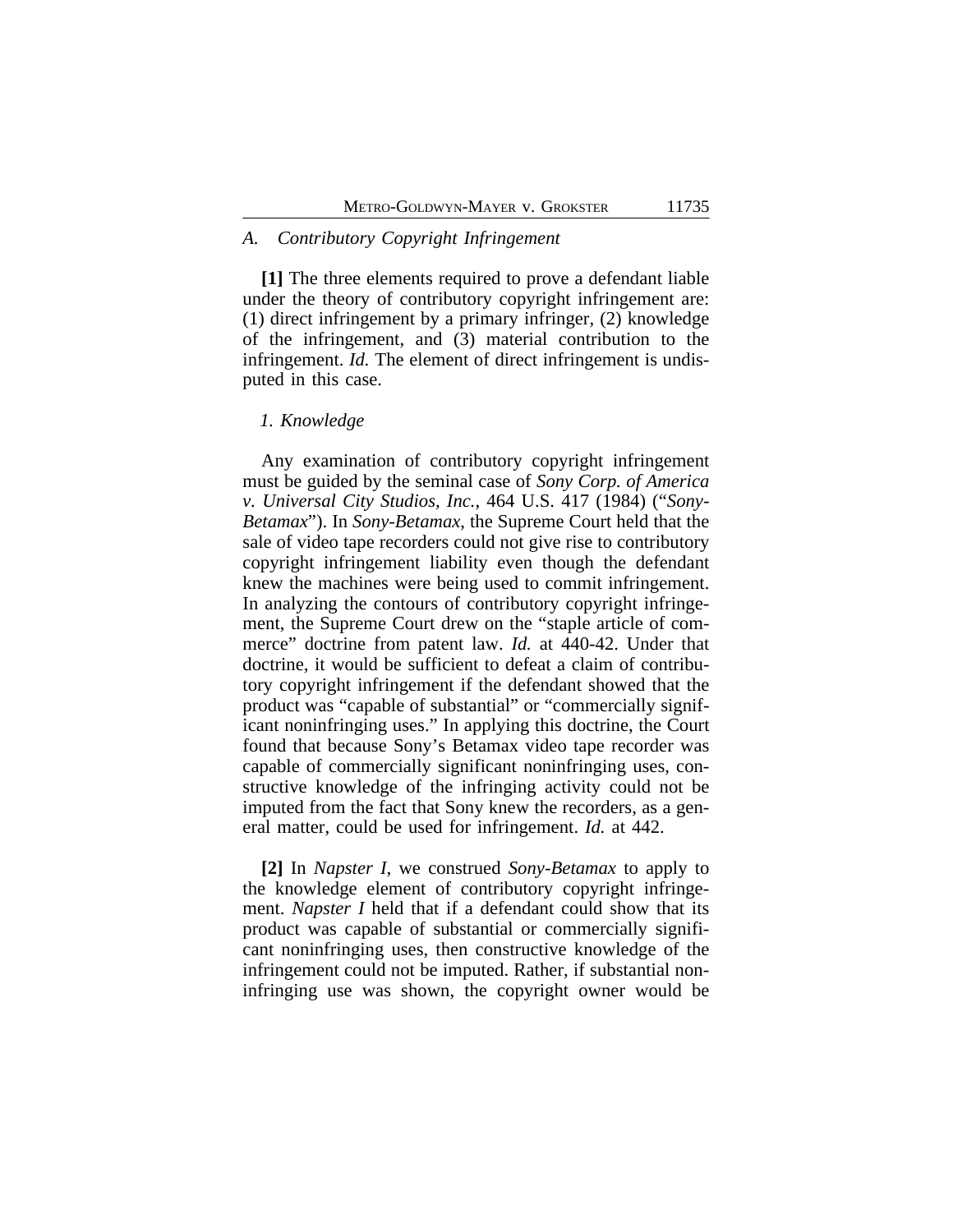### A. *Contributory Copyright Infringement*

**[1]** The three elements required to prove a defendant liable under the theory of contributory copyright infringement are: (1) direct infringement by a primary infringer, (2) knowledge of the infringement, and (3) material contribution to the infringement. *Id.* The element of direct infringement is undisputed in this case.

#### 1. *Knowledge*

Any examination of contributory copyright infringement must be guided by the seminal case of *Sony Corp. of America v. Universal City Studios, Inc.*, 464 U.S. 417 (1984) ("*Sony-Betamax*"). In *Sony-Betamax*, the Supreme Court held that the sale of video tape recorders could not give rise to contributory copyright infringement liability even though the defendant knew the machines were being used to commit infringement. In analyzing the contours of contributory copyright infringement, the Supreme Court drew on the "staple article of commerce" doctrine from patent law. *Id.* at 440-42. Under that doctrine, it would be sufficient to defeat a claim of contributory copyright infringement if the defendant showed that the product was "capable of substantial" or "commercially significant noninfringing uses." In applying this doctrine, the Court found that because Sony's Betamax video tape recorder was capable of commercially significant noninfringing uses, constructive knowledge of the infringing activity could not be imputed from the fact that Sony knew the recorders, as a general matter, could be used for infringement. *Id.* at 442.

**[2]** In *Napster I*, we construed *Sony-Betamax* to apply to the knowledge element of contributory copyright infringement. *Napster I* held that if a defendant could show that its product was capable of substantial or commercially significant noninfringing uses, then constructive knowledge of the infringement could not be imputed. Rather, if substantial noninfringing use was shown, the copyright owner would be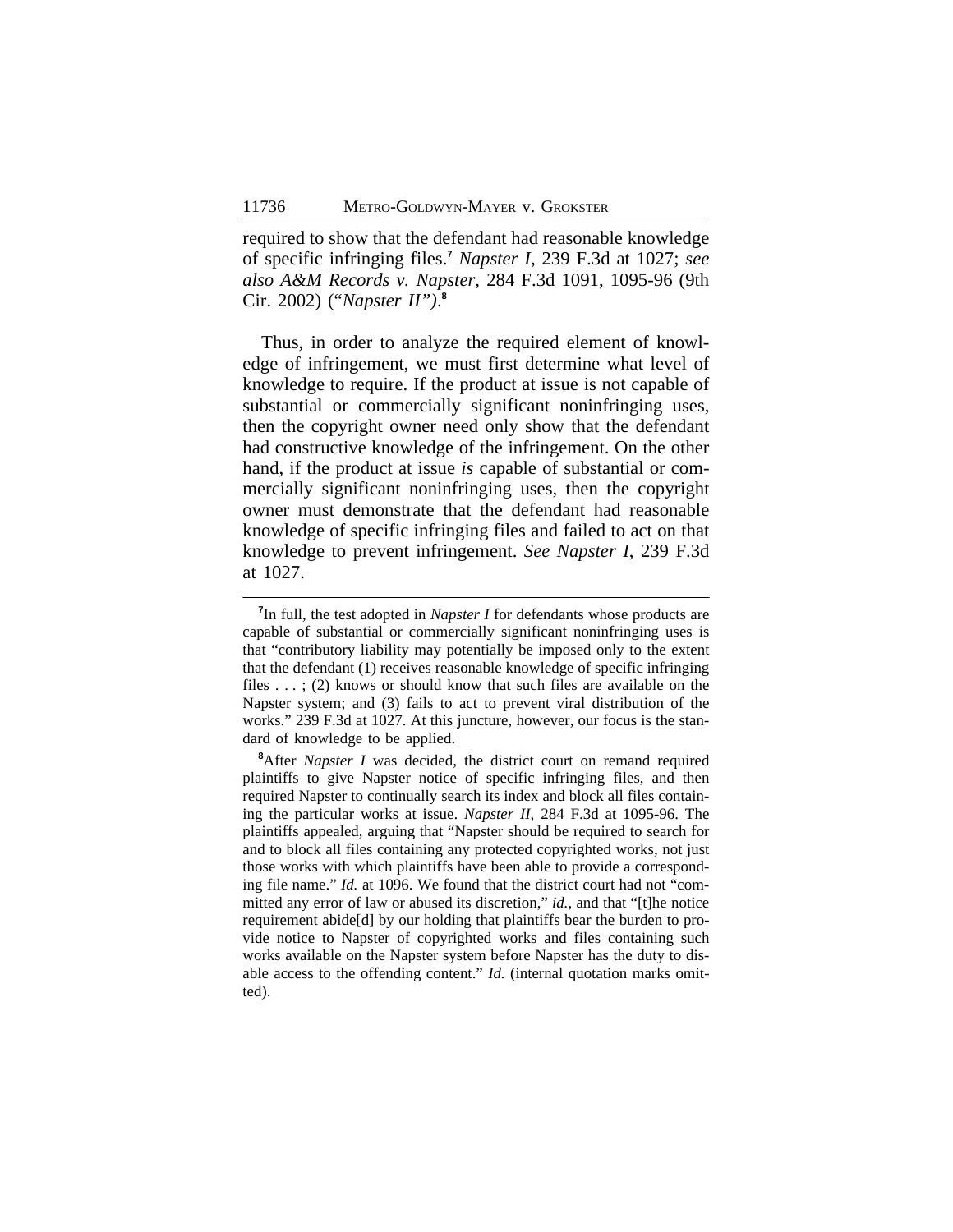required to show that the defendant had reasonable knowledge of specific infringing files.[7] *Napster I*, 239 F.3d at 1027; *see also A&M Records v. Napster*, 284 F.3d 1091, 1095-96 (9th Cir. 2002) ("*Napster II*").[8]

Thus, in order to analyze the required element of knowledge of infringement, we must first determine what level of knowledge to require. If the product at issue is not capable of substantial or commercially significant noninfringing uses, then the copyright owner need only show that the defendant had constructive knowledge of the infringement. On the other hand, if the product at issue *is* capable of substantial or commercially significant noninfringing uses, then the copyright owner must demonstrate that the defendant had reasonable knowledge of specific infringing files and failed to act on that knowledge to prevent infringement. *See Napster I*, 239 F.3d at 1027.

---

[7]In full, the test adopted in *Napster I* for defendants whose products are capable of substantial or commercially significant noninfringing uses is that "contributory liability may potentially be imposed only to the extent that the defendant (1) receives reasonable knowledge of specific infringing files . . . ; (2) knows or should know that such files are available on the Napster system; and (3) fails to act to prevent viral distribution of the works." 239 F.3d at 1027. At this juncture, however, our focus is the standard of knowledge to be applied.

[8]After *Napster I* was decided, the district court on remand required plaintiffs to give Napster notice of specific infringing files, and then required Napster to continually search its index and block all files containing the particular works at issue. *Napster II*, 284 F.3d at 1095-96. The plaintiffs appealed, arguing that "Napster should be required to search for and to block all files containing any protected copyrighted works, not just those works with which plaintiffs have been able to provide a corresponding file name." *Id.* at 1096. We found that the district court had not "committed any error of law or abused its discretion," *id.*, and that "[t]he notice requirement abide[d] by our holding that plaintiffs bear the burden to provide notice to Napster of copyrighted works and files containing such works available on the Napster system before Napster has the duty to disable access to the offending content." *Id.* (internal quotation marks omitted).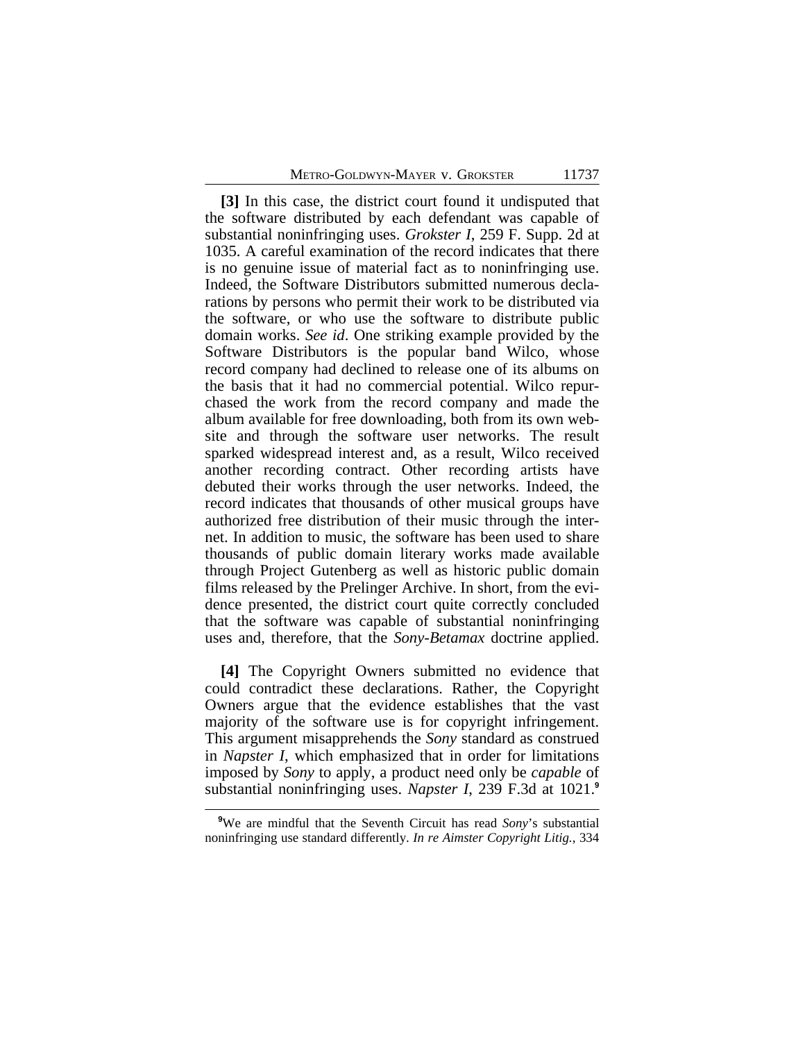**[3]** In this case, the district court found it undisputed that the software distributed by each defendant was capable of substantial noninfringing uses. *Grokster I*, 259 F. Supp. 2d at 1035. A careful examination of the record indicates that there is no genuine issue of material fact as to noninfringing use. Indeed, the Software Distributors submitted numerous declarations by persons who permit their work to be distributed via the software, or who use the software to distribute public domain works. *See id*. One striking example provided by the Software Distributors is the popular band Wilco, whose record company had declined to release one of its albums on the basis that it had no commercial potential. Wilco repurchased the work from the record company and made the album available for free downloading, both from its own website and through the software user networks. The result sparked widespread interest and, as a result, Wilco received another recording contract. Other recording artists have debuted their works through the user networks. Indeed, the record indicates that thousands of other musical groups have authorized free distribution of their music through the internet. In addition to music, the software has been used to share thousands of public domain literary works made available through Project Gutenberg as well as historic public domain films released by the Prelinger Archive. In short, from the evidence presented, the district court quite correctly concluded that the software was capable of substantial noninfringing uses and, therefore, that the *Sony-Betamax* doctrine applied.

**[4]** The Copyright Owners submitted no evidence that could contradict these declarations. Rather, the Copyright Owners argue that the evidence establishes that the vast majority of the software use is for copyright infringement. This argument misapprehends the *Sony* standard as construed in *Napster I*, which emphasized that in order for limitations imposed by *Sony* to apply, a product need only be *capable* of substantial noninfringing uses. *Napster I*, 239 F.3d at 1021.[9]

---

[9]We are mindful that the Seventh Circuit has read *Sony*'s substantial noninfringing use standard differently. *In re Aimster Copyright Litig.*, 334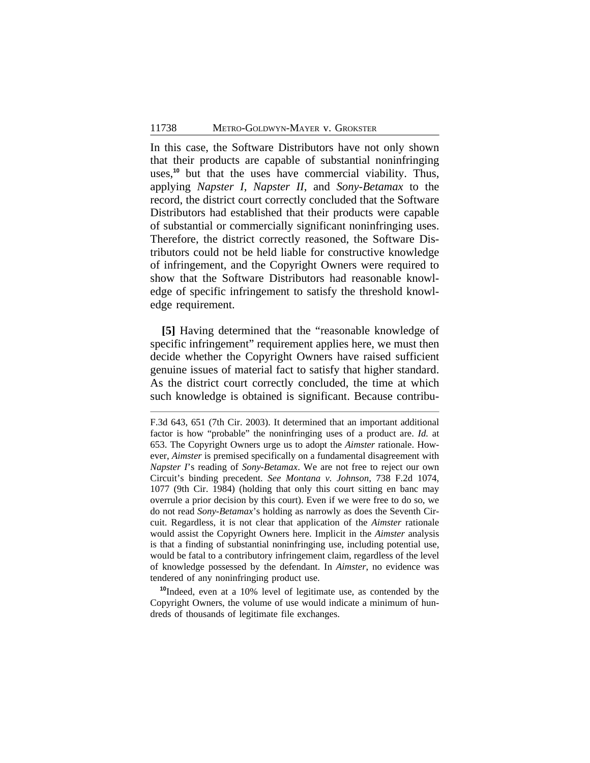In this case, the Software Distributors have not only shown that their products are capable of substantial noninfringing uses,[10] but that the uses have commercial viability. Thus, applying *Napster I*, *Napster II*, and *Sony-Betamax* to the record, the district court correctly concluded that the Software Distributors had established that their products were capable of substantial or commercially significant noninfringing uses. Therefore, the district correctly reasoned, the Software Distributors could not be held liable for constructive knowledge of infringement, and the Copyright Owners were required to show that the Software Distributors had reasonable knowledge of specific infringement to satisfy the threshold knowledge requirement.

**[5]** Having determined that the "reasonable knowledge of specific infringement" requirement applies here, we must then decide whether the Copyright Owners have raised sufficient genuine issues of material fact to satisfy that higher standard. As the district court correctly concluded, the time at which such knowledge is obtained is significant. Because contribu-

---

F.3d 643, 651 (7th Cir. 2003). It determined that an important additional factor is how "probable" the noninfringing uses of a product are. *Id.* at 653. The Copyright Owners urge us to adopt the *Aimster* rationale. However, *Aimster* is premised specifically on a fundamental disagreement with *Napster I*'s reading of *Sony-Betamax*. We are not free to reject our own Circuit's binding precedent. *See Montana v. Johnson*, 738 F.2d 1074, 1077 (9th Cir. 1984) (holding that only this court sitting en banc may overrule a prior decision by this court). Even if we were free to do so, we do not read *Sony-Betamax*'s holding as narrowly as does the Seventh Circuit. Regardless, it is not clear that application of the *Aimster* rationale would assist the Copyright Owners here. Implicit in the *Aimster* analysis is that a finding of substantial noninfringing use, including potential use, would be fatal to a contributory infringement claim, regardless of the level of knowledge possessed by the defendant. In *Aimster*, no evidence was tendered of any noninfringing product use.

[10] Indeed, even at a 10% level of legitimate use, as contended by the Copyright Owners, the volume of use would indicate a minimum of hundreds of thousands of legitimate file exchanges.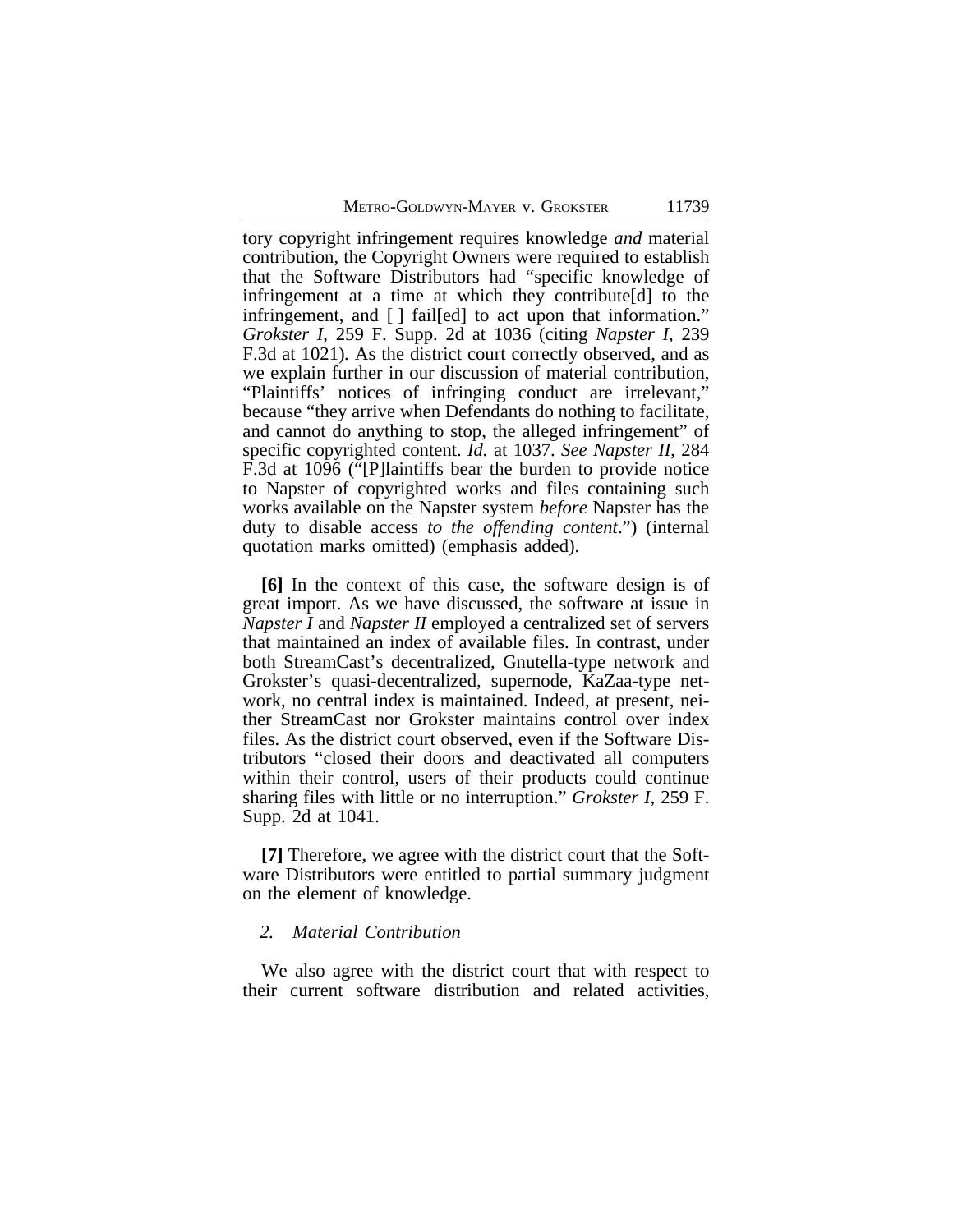tory copyright infringement requires knowledge *and* material contribution, the Copyright Owners were required to establish that the Software Distributors had "specific knowledge of infringement at a time at which they contribute[d] to the infringement, and [ ] fail[ed] to act upon that information." *Grokster I*, 259 F. Supp. 2d at 1036 (citing *Napster I*, 239 F.3d at 1021). As the district court correctly observed, and as we explain further in our discussion of material contribution, "Plaintiffs' notices of infringing conduct are irrelevant," because "they arrive when Defendants do nothing to facilitate, and cannot do anything to stop, the alleged infringement" of specific copyrighted content. *Id.* at 1037. *See Napster II*, 284 F.3d at 1096 ("[P]laintiffs bear the burden to provide notice to Napster of copyrighted works and files containing such works available on the Napster system *before* Napster has the duty to disable access *to the offending content*.") (internal quotation marks omitted) (emphasis added).

**[6]** In the context of this case, the software design is of great import. As we have discussed, the software at issue in *Napster I* and *Napster II* employed a centralized set of servers that maintained an index of available files. In contrast, under both StreamCast's decentralized, Gnutella-type network and Grokster's quasi-decentralized, supernode, KaZaa-type network, no central index is maintained. Indeed, at present, neither StreamCast nor Grokster maintains control over index files. As the district court observed, even if the Software Distributors "closed their doors and deactivated all computers within their control, users of their products could continue sharing files with little or no interruption." *Grokster I*, 259 F. Supp. 2d at 1041.

**[7]** Therefore, we agree with the district court that the Software Distributors were entitled to partial summary judgment on the element of knowledge.

### 2. *Material Contribution*

We also agree with the district court that with respect to their current software distribution and related activities,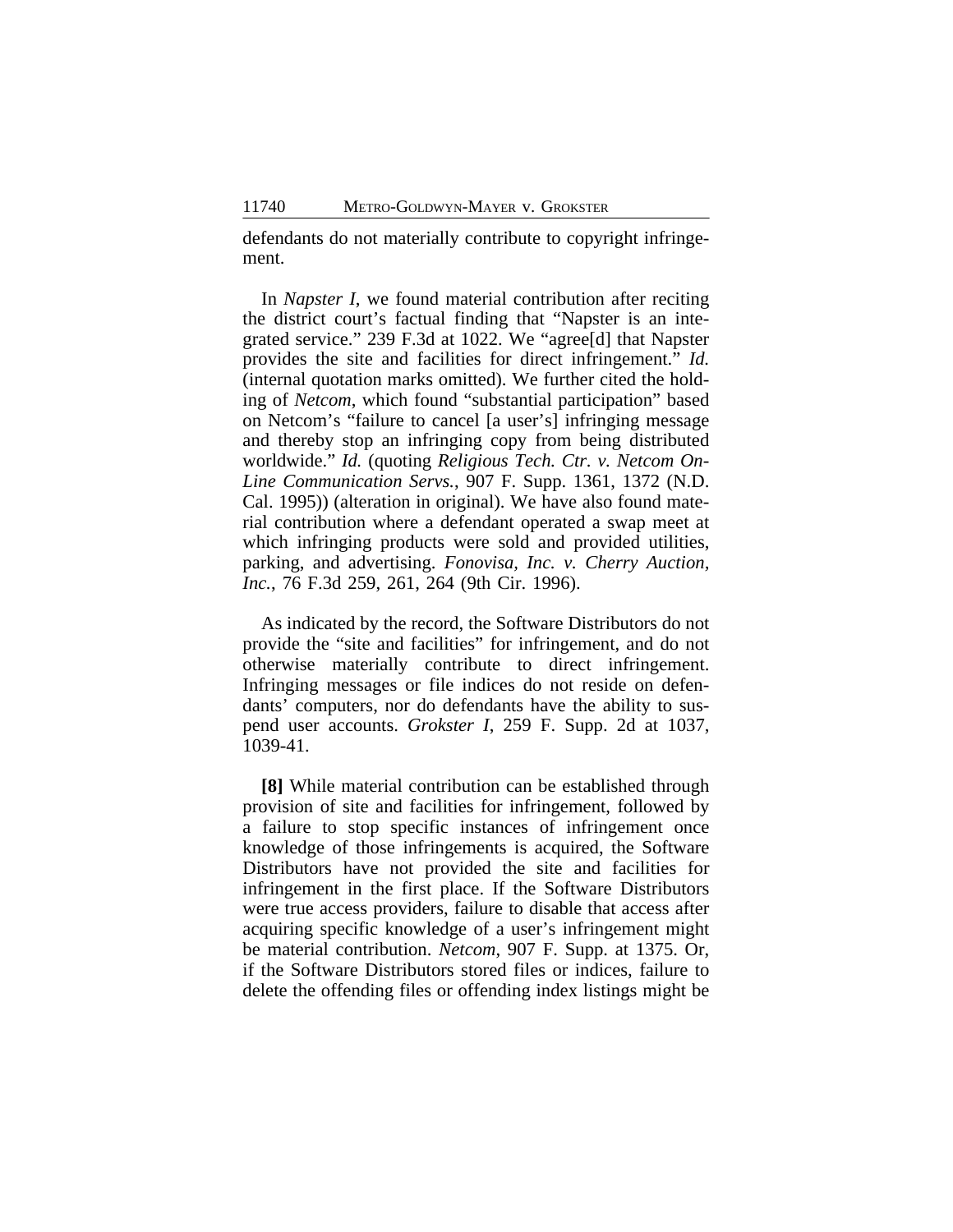defendants do not materially contribute to copyright infringement.

In *Napster I*, we found material contribution after reciting the district court's factual finding that "Napster is an integrated service." 239 F.3d at 1022. We "agree[d] that Napster provides the site and facilities for direct infringement." *Id.* (internal quotation marks omitted). We further cited the holding of *Netcom*, which found "substantial participation" based on Netcom's "failure to cancel [a user's] infringing message and thereby stop an infringing copy from being distributed worldwide." *Id.* (quoting *Religious Tech. Ctr. v. Netcom On-Line Communication Servs.*, 907 F. Supp. 1361, 1372 (N.D. Cal. 1995)) (alteration in original). We have also found material contribution where a defendant operated a swap meet at which infringing products were sold and provided utilities, parking, and advertising. *Fonovisa, Inc. v. Cherry Auction, Inc.*, 76 F.3d 259, 261, 264 (9th Cir. 1996).

As indicated by the record, the Software Distributors do not provide the "site and facilities" for infringement, and do not otherwise materially contribute to direct infringement. Infringing messages or file indices do not reside on defendants' computers, nor do defendants have the ability to suspend user accounts. *Grokster I*, 259 F. Supp. 2d at 1037, 1039-41.

**[8]** While material contribution can be established through provision of site and facilities for infringement, followed by a failure to stop specific instances of infringement once knowledge of those infringements is acquired, the Software Distributors have not provided the site and facilities for infringement in the first place. If the Software Distributors were true access providers, failure to disable that access after acquiring specific knowledge of a user's infringement might be material contribution. *Netcom*, 907 F. Supp. at 1375. Or, if the Software Distributors stored files or indices, failure to delete the offending files or offending index listings might be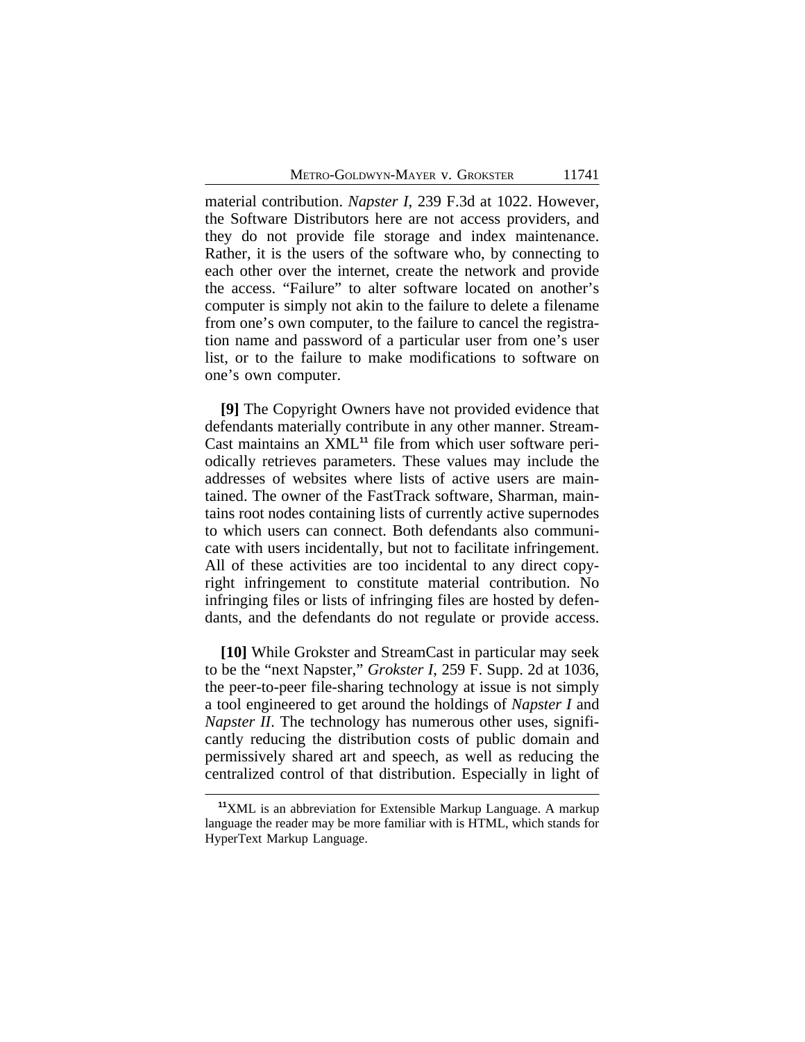material contribution. *Napster I*, 239 F.3d at 1022. However, the Software Distributors here are not access providers, and they do not provide file storage and index maintenance. Rather, it is the users of the software who, by connecting to each other over the internet, create the network and provide the access. "Failure" to alter software located on another's computer is simply not akin to the failure to delete a filename from one's own computer, to the failure to cancel the registration name and password of a particular user from one's user list, or to the failure to make modifications to software on one's own computer.

**[9]** The Copyright Owners have not provided evidence that defendants materially contribute in any other manner. StreamCast maintains an XML[11] file from which user software periodically retrieves parameters. These values may include the addresses of websites where lists of active users are maintained. The owner of the FastTrack software, Sharman, maintains root nodes containing lists of currently active supernodes to which users can connect. Both defendants also communicate with users incidentally, but not to facilitate infringement. All of these activities are too incidental to any direct copyright infringement to constitute material contribution. No infringing files or lists of infringing files are hosted by defendants, and the defendants do not regulate or provide access.

**[10]** While Grokster and StreamCast in particular may seek to be the "next Napster," *Grokster I*, 259 F. Supp. 2d at 1036, the peer-to-peer file-sharing technology at issue is not simply a tool engineered to get around the holdings of *Napster I* and *Napster II*. The technology has numerous other uses, significantly reducing the distribution costs of public domain and permissively shared art and speech, as well as reducing the centralized control of that distribution. Especially in light of

[11] XML is an abbreviation for Extensible Markup Language. A markup language the reader may be more familiar with is HTML, which stands for HyperText Markup Language.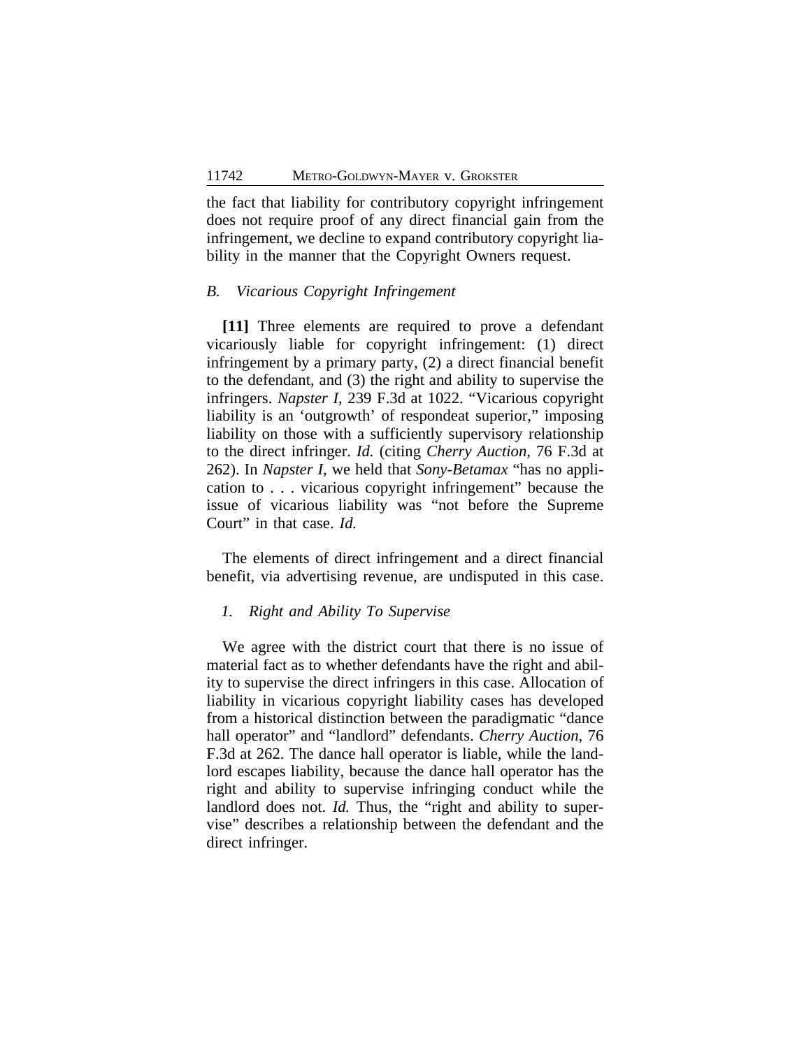the fact that liability for contributory copyright infringement does not require proof of any direct financial gain from the infringement, we decline to expand contributory copyright liability in the manner that the Copyright Owners request.

### *B. Vicarious Copyright Infringement*

**[11]** Three elements are required to prove a defendant vicariously liable for copyright infringement: (1) direct infringement by a primary party, (2) a direct financial benefit to the defendant, and (3) the right and ability to supervise the infringers. *Napster I*, 239 F.3d at 1022. "Vicarious copyright liability is an 'outgrowth' of respondeat superior," imposing liability on those with a sufficiently supervisory relationship to the direct infringer. *Id.* (citing *Cherry Auction*, 76 F.3d at 262). In *Napster I*, we held that *Sony-Betamax* "has no application to . . . vicarious copyright infringement" because the issue of vicarious liability was "not before the Supreme Court" in that case. *Id.*

The elements of direct infringement and a direct financial benefit, via advertising revenue, are undisputed in this case.

#### *1. Right and Ability To Supervise*

We agree with the district court that there is no issue of material fact as to whether defendants have the right and ability to supervise the direct infringers in this case. Allocation of liability in vicarious copyright liability cases has developed from a historical distinction between the paradigmatic "dance hall operator" and "landlord" defendants. *Cherry Auction*, 76 F.3d at 262. The dance hall operator is liable, while the landlord escapes liability, because the dance hall operator has the right and ability to supervise infringing conduct while the landlord does not. *Id.* Thus, the "right and ability to supervise" describes a relationship between the defendant and the direct infringer.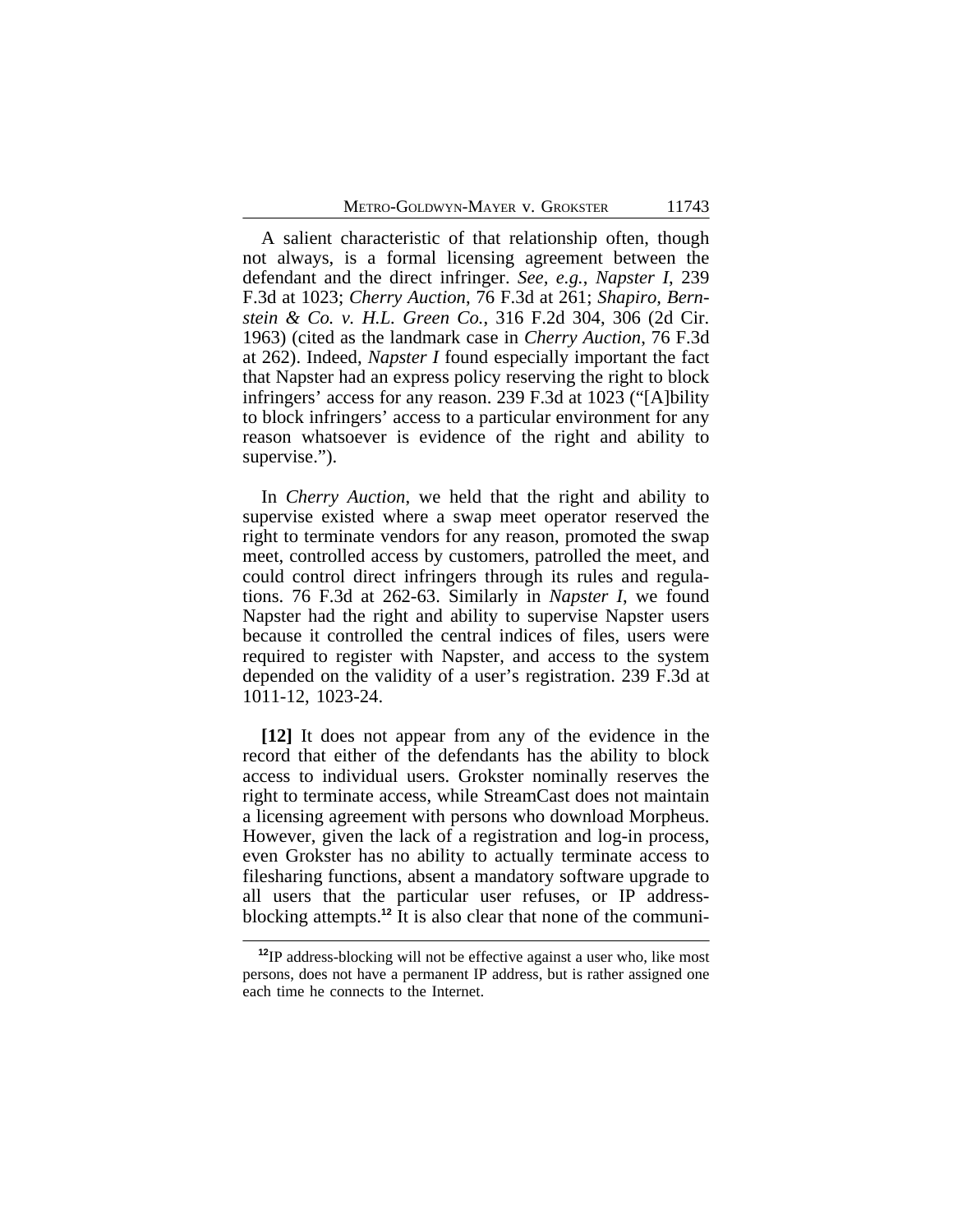A salient characteristic of that relationship often, though not always, is a formal licensing agreement between the defendant and the direct infringer. *See, e.g.*, *Napster I*, 239 F.3d at 1023; *Cherry Auction*, 76 F.3d at 261; *Shapiro, Bernstein & Co. v. H.L. Green Co.*, 316 F.2d 304, 306 (2d Cir. 1963) (cited as the landmark case in *Cherry Auction*, 76 F.3d at 262). Indeed, *Napster I* found especially important the fact that Napster had an express policy reserving the right to block infringers' access for any reason. 239 F.3d at 1023 ("[A]bility to block infringers' access to a particular environment for any reason whatsoever is evidence of the right and ability to supervise.").

In *Cherry Auction*, we held that the right and ability to supervise existed where a swap meet operator reserved the right to terminate vendors for any reason, promoted the swap meet, controlled access by customers, patrolled the meet, and could control direct infringers through its rules and regulations. 76 F.3d at 262-63. Similarly in *Napster I*, we found Napster had the right and ability to supervise Napster users because it controlled the central indices of files, users were required to register with Napster, and access to the system depended on the validity of a user's registration. 239 F.3d at 1011-12, 1023-24.

**[12]** It does not appear from any of the evidence in the record that either of the defendants has the ability to block access to individual users. Grokster nominally reserves the right to terminate access, while StreamCast does not maintain a licensing agreement with persons who download Morpheus. However, given the lack of a registration and log-in process, even Grokster has no ability to actually terminate access to filesharing functions, absent a mandatory software upgrade to all users that the particular user refuses, or IP address-blocking attempts.[12] It is also clear that none of the communi-

[12] IP address-blocking will not be effective against a user who, like most persons, does not have a permanent IP address, but is rather assigned one each time he connects to the Internet.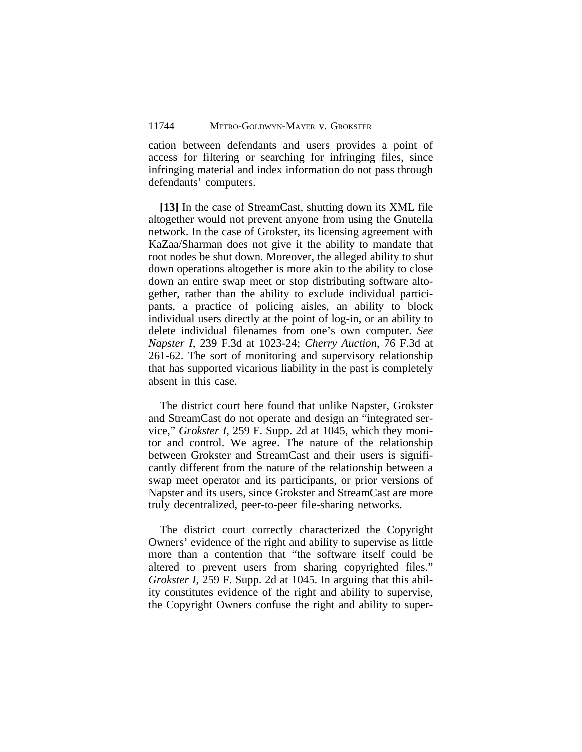cation between defendants and users provides a point of access for filtering or searching for infringing files, since infringing material and index information do not pass through defendants' computers.

**[13]** In the case of StreamCast, shutting down its XML file altogether would not prevent anyone from using the Gnutella network. In the case of Grokster, its licensing agreement with KaZaa/Sharman does not give it the ability to mandate that root nodes be shut down. Moreover, the alleged ability to shut down operations altogether is more akin to the ability to close down an entire swap meet or stop distributing software altogether, rather than the ability to exclude individual participants, a practice of policing aisles, an ability to block individual users directly at the point of log-in, or an ability to delete individual filenames from one's own computer. *See Napster I*, 239 F.3d at 1023-24; *Cherry Auction*, 76 F.3d at 261-62. The sort of monitoring and supervisory relationship that has supported vicarious liability in the past is completely absent in this case.

The district court here found that unlike Napster, Grokster and StreamCast do not operate and design an "integrated service," *Grokster I*, 259 F. Supp. 2d at 1045, which they monitor and control. We agree. The nature of the relationship between Grokster and StreamCast and their users is significantly different from the nature of the relationship between a swap meet operator and its participants, or prior versions of Napster and its users, since Grokster and StreamCast are more truly decentralized, peer-to-peer file-sharing networks.

The district court correctly characterized the Copyright Owners' evidence of the right and ability to supervise as little more than a contention that "the software itself could be altered to prevent users from sharing copyrighted files." *Grokster I*, 259 F. Supp. 2d at 1045. In arguing that this ability constitutes evidence of the right and ability to supervise, the Copyright Owners confuse the right and ability to super-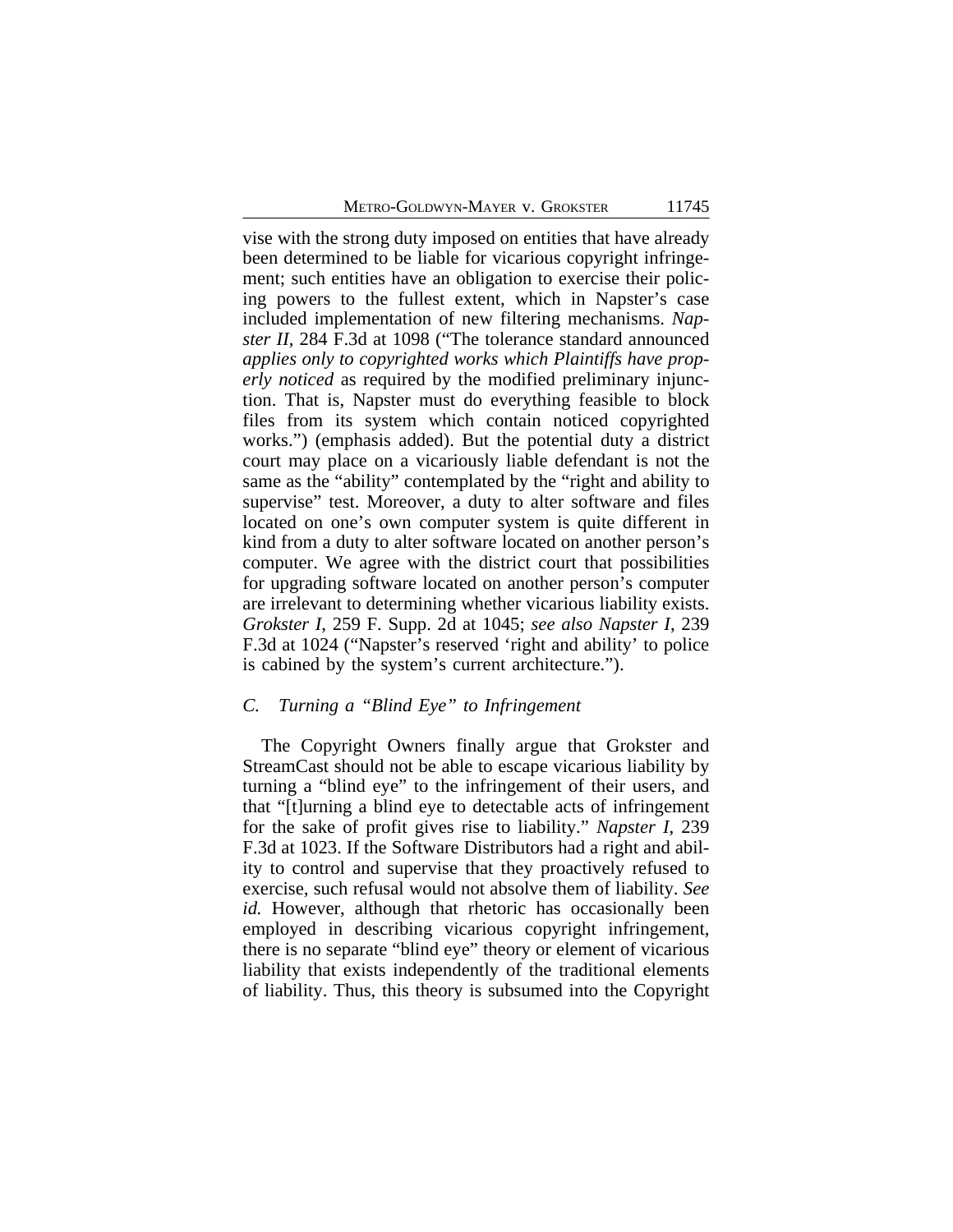vise with the strong duty imposed on entities that have already been determined to be liable for vicarious copyright infringement; such entities have an obligation to exercise their policing powers to the fullest extent, which in Napster's case included implementation of new filtering mechanisms. *Napster II*, 284 F.3d at 1098 ("The tolerance standard announced *applies only to copyrighted works which Plaintiffs have properly noticed* as required by the modified preliminary injunction. That is, Napster must do everything feasible to block files from its system which contain noticed copyrighted works.") (emphasis added). But the potential duty a district court may place on a vicariously liable defendant is not the same as the "ability" contemplated by the "right and ability to supervise" test. Moreover, a duty to alter software and files located on one's own computer system is quite different in kind from a duty to alter software located on another person's computer. We agree with the district court that possibilities for upgrading software located on another person's computer are irrelevant to determining whether vicarious liability exists. *Grokster I*, 259 F. Supp. 2d at 1045; *see also Napster I*, 239 F.3d at 1024 ("Napster's reserved 'right and ability' to police is cabined by the system's current architecture.").

### *C. Turning a "Blind Eye" to Infringement*

The Copyright Owners finally argue that Grokster and StreamCast should not be able to escape vicarious liability by turning a "blind eye" to the infringement of their users, and that "[t]urning a blind eye to detectable acts of infringement for the sake of profit gives rise to liability." *Napster I*, 239 F.3d at 1023. If the Software Distributors had a right and ability to control and supervise that they proactively refused to exercise, such refusal would not absolve them of liability. *See id.* However, although that rhetoric has occasionally been employed in describing vicarious copyright infringement, there is no separate "blind eye" theory or element of vicarious liability that exists independently of the traditional elements of liability. Thus, this theory is subsumed into the Copyright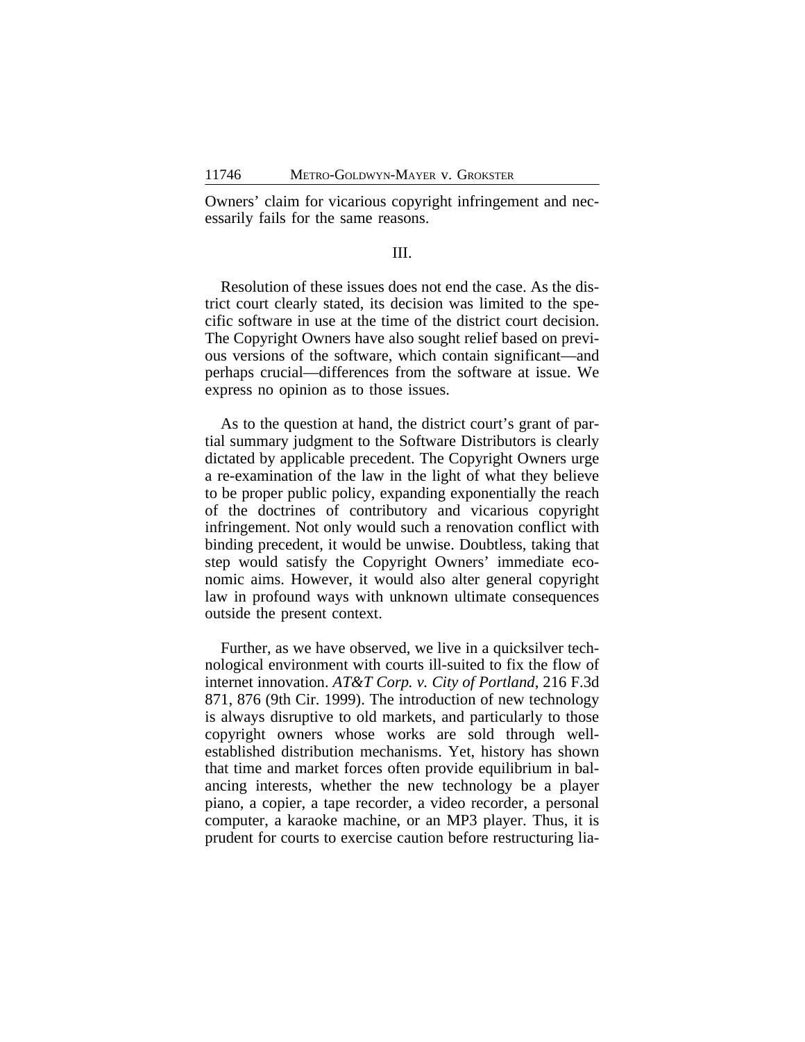Owners' claim for vicarious copyright infringement and necessarily fails for the same reasons.

## III.

Resolution of these issues does not end the case. As the district court clearly stated, its decision was limited to the specific software in use at the time of the district court decision. The Copyright Owners have also sought relief based on previous versions of the software, which contain significant—and perhaps crucial—differences from the software at issue. We express no opinion as to those issues.

As to the question at hand, the district court's grant of partial summary judgment to the Software Distributors is clearly dictated by applicable precedent. The Copyright Owners urge a re-examination of the law in the light of what they believe to be proper public policy, expanding exponentially the reach of the doctrines of contributory and vicarious copyright infringement. Not only would such a renovation conflict with binding precedent, it would be unwise. Doubtless, taking that step would satisfy the Copyright Owners' immediate economic aims. However, it would also alter general copyright law in profound ways with unknown ultimate consequences outside the present context.

Further, as we have observed, we live in a quicksilver technological environment with courts ill-suited to fix the flow of internet innovation. *AT&T Corp. v. City of Portland*, 216 F.3d 871, 876 (9th Cir. 1999). The introduction of new technology is always disruptive to old markets, and particularly to those copyright owners whose works are sold through well-established distribution mechanisms. Yet, history has shown that time and market forces often provide equilibrium in balancing interests, whether the new technology be a player piano, a copier, a tape recorder, a video recorder, a personal computer, a karaoke machine, or an MP3 player. Thus, it is prudent for courts to exercise caution before restructuring lia-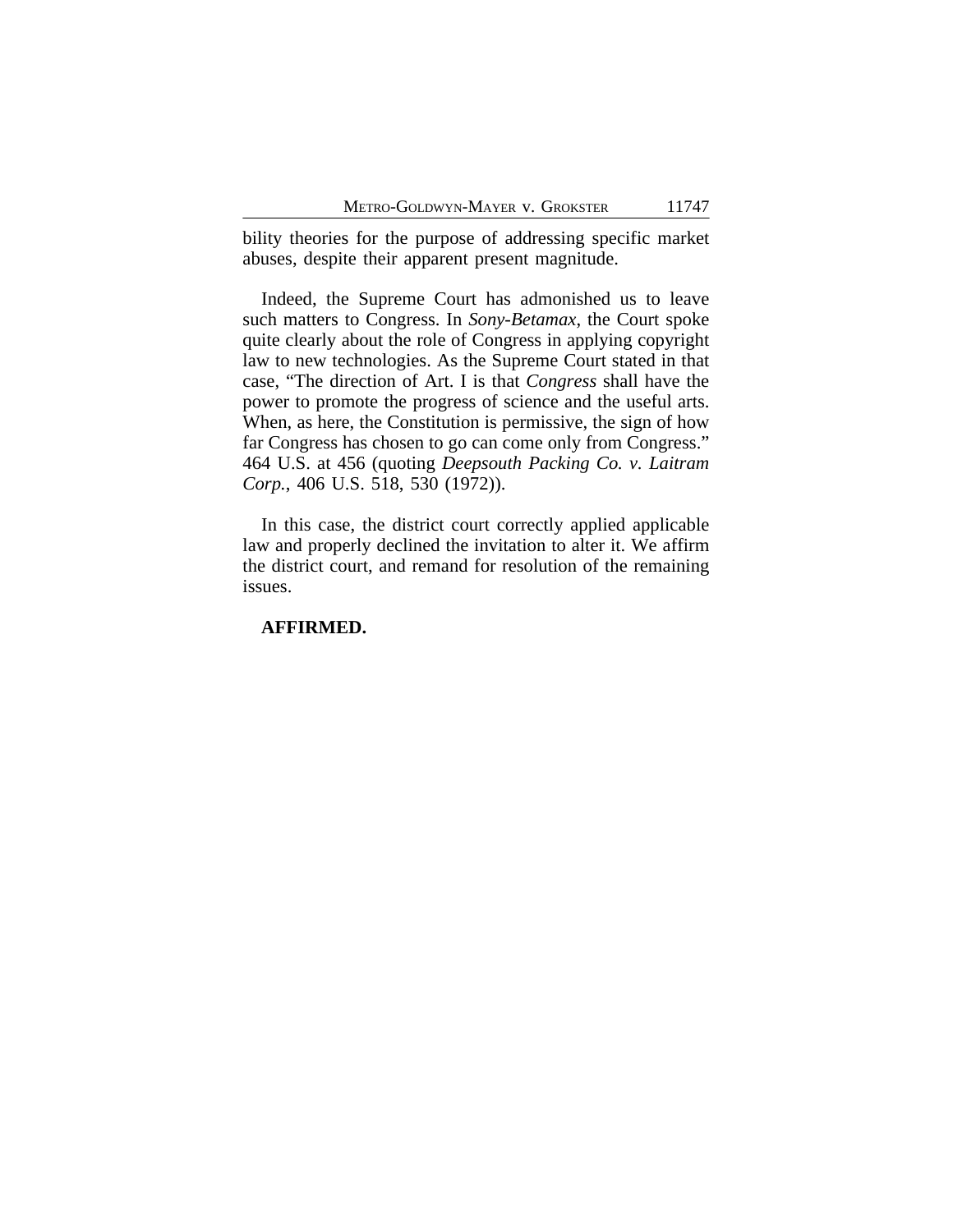bility theories for the purpose of addressing specific market abuses, despite their apparent present magnitude.

Indeed, the Supreme Court has admonished us to leave such matters to Congress. In *Sony-Betamax*, the Court spoke quite clearly about the role of Congress in applying copyright law to new technologies. As the Supreme Court stated in that case, "The direction of Art. I is that *Congress* shall have the power to promote the progress of science and the useful arts. When, as here, the Constitution is permissive, the sign of how far Congress has chosen to go can come only from Congress." 464 U.S. at 456 (quoting *Deepsouth Packing Co. v. Laitram Corp.*, 406 U.S. 518, 530 (1972)).

In this case, the district court correctly applied applicable law and properly declined the invitation to alter it. We affirm the district court, and remand for resolution of the remaining issues.

**AFFIRMED.**